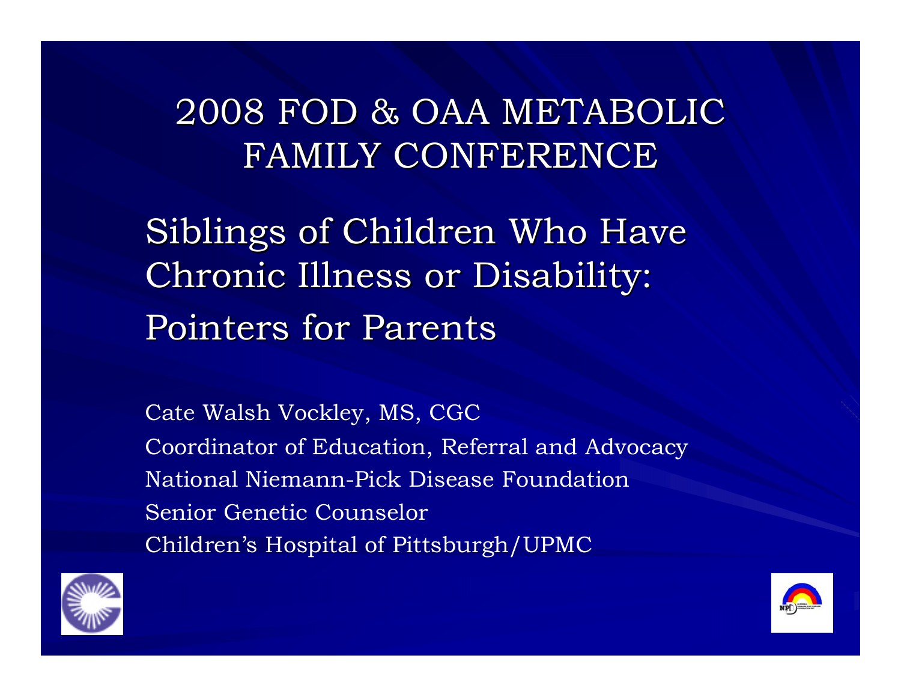# 2008 FOD & OAA METABOLIC FAMILY CONFERENCE

## Siblings of Children Who Have Chronic Illness or Disability: Pointers for Parents

Cate Walsh Vockley, MS, CGC

Coordinator of Education, Referral and Advocacy

National Niemann-Pick Disease Foundation

Senior Genetic Counselor

Children's Hospital of Pittsburgh/UPMC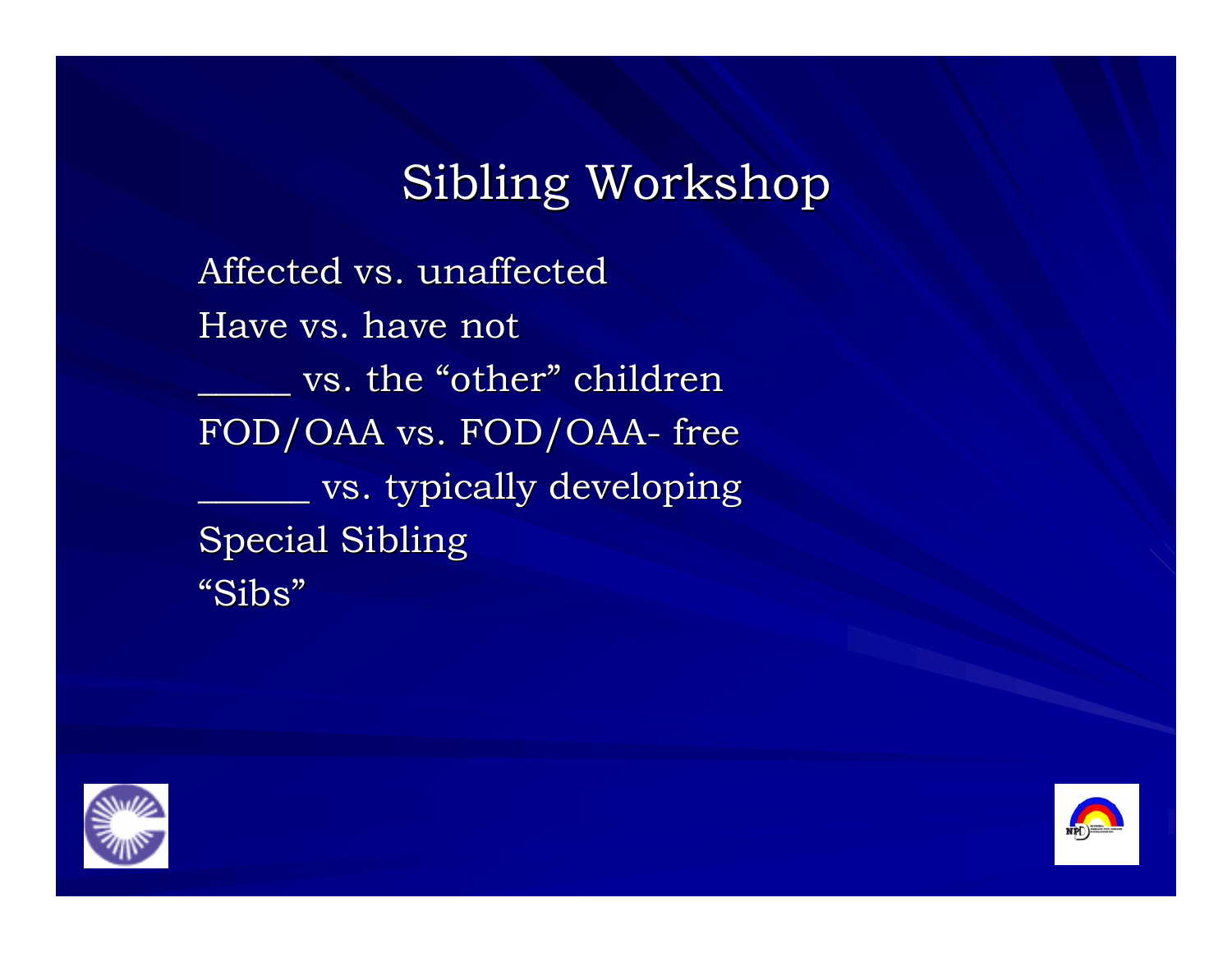# Sibling Workshop

Affected vs. unaffected

Have vs. have not

_____ vs. the "other" children

FOD/OAA vs. FOD/OAA- free

______ vs. typically developing

Special Sibling

"Sibs"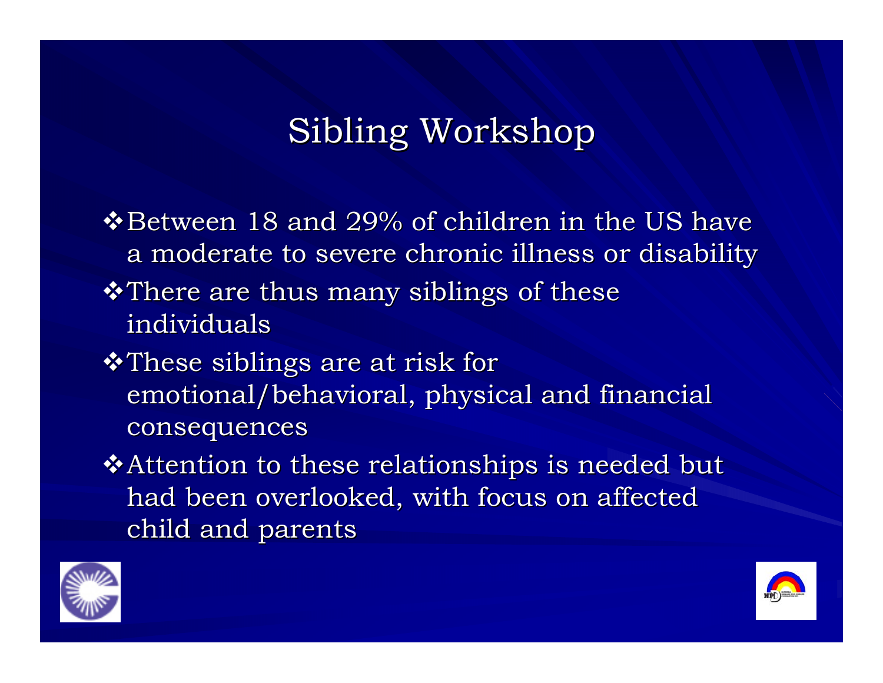# Sibling Workshop

- Between 18 and 29% of children in the US have a moderate to severe chronic illness or disability
- There are thus many siblings of these individuals
- These siblings are at risk for emotional/behavioral, physical and financial consequences
- Attention to these relationships is needed but had been overlooked, with focus on affected child and parents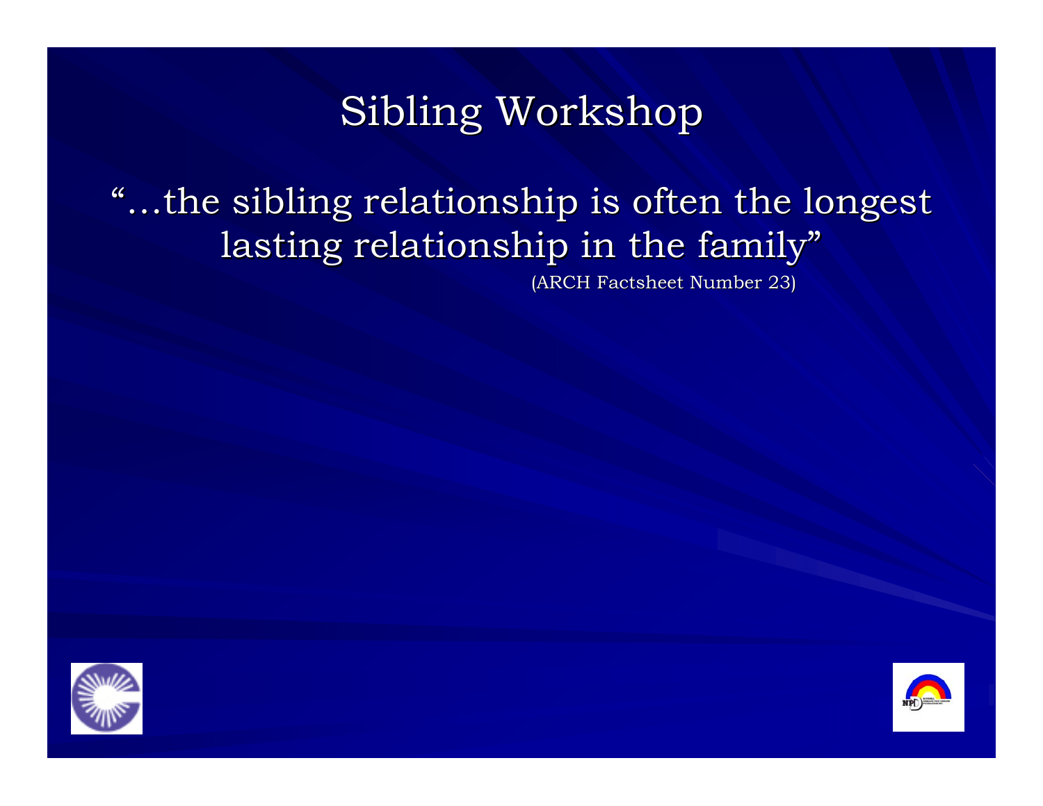# Sibling Workshop

"…the sibling relationship is often the longest lasting relationship in the family"

(ARCH Factsheet Number 23)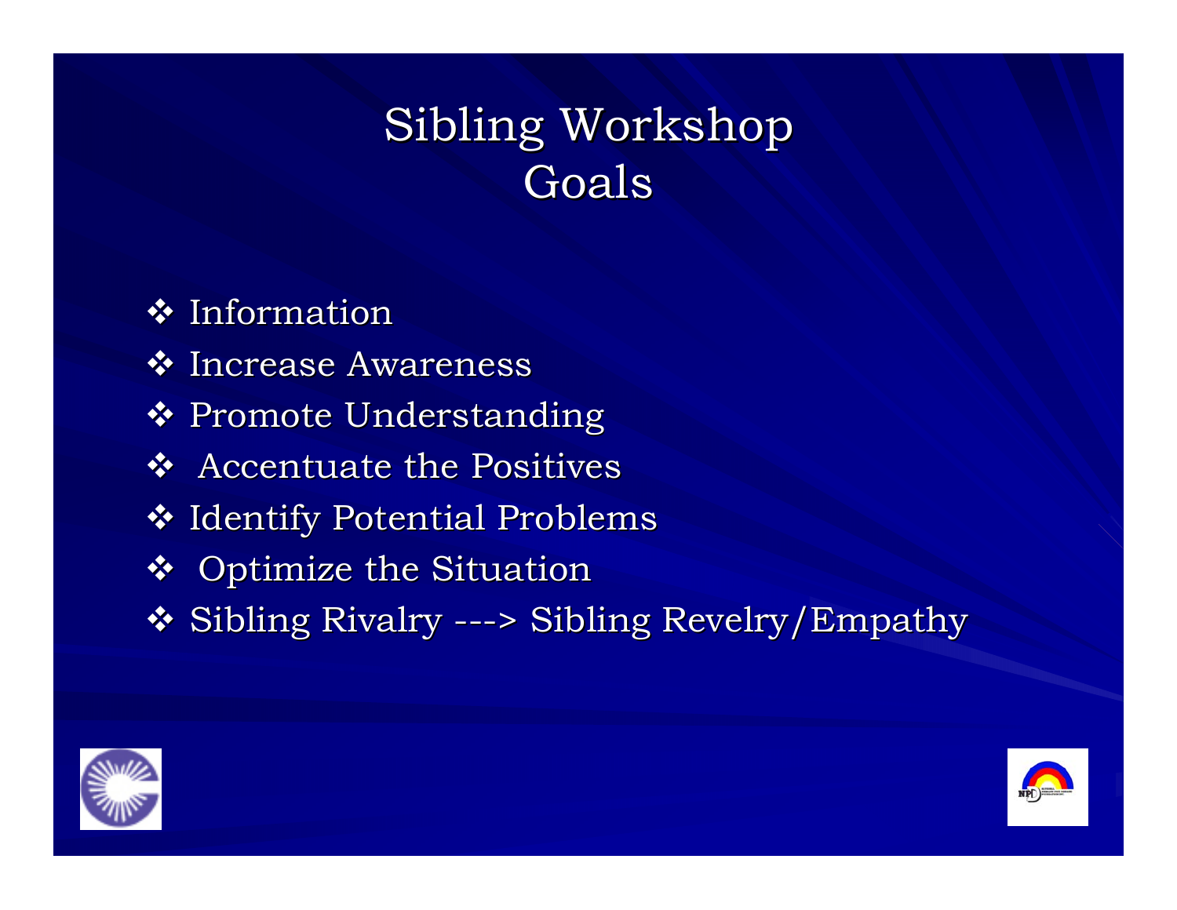# Sibling Workshop
# Goals

- Information
- Increase Awareness
- Promote Understanding
- Accentuate the Positives
- Identify Potential Problems
- Optimize the Situation
- Sibling Rivalry ---> Sibling Revelry/Empathy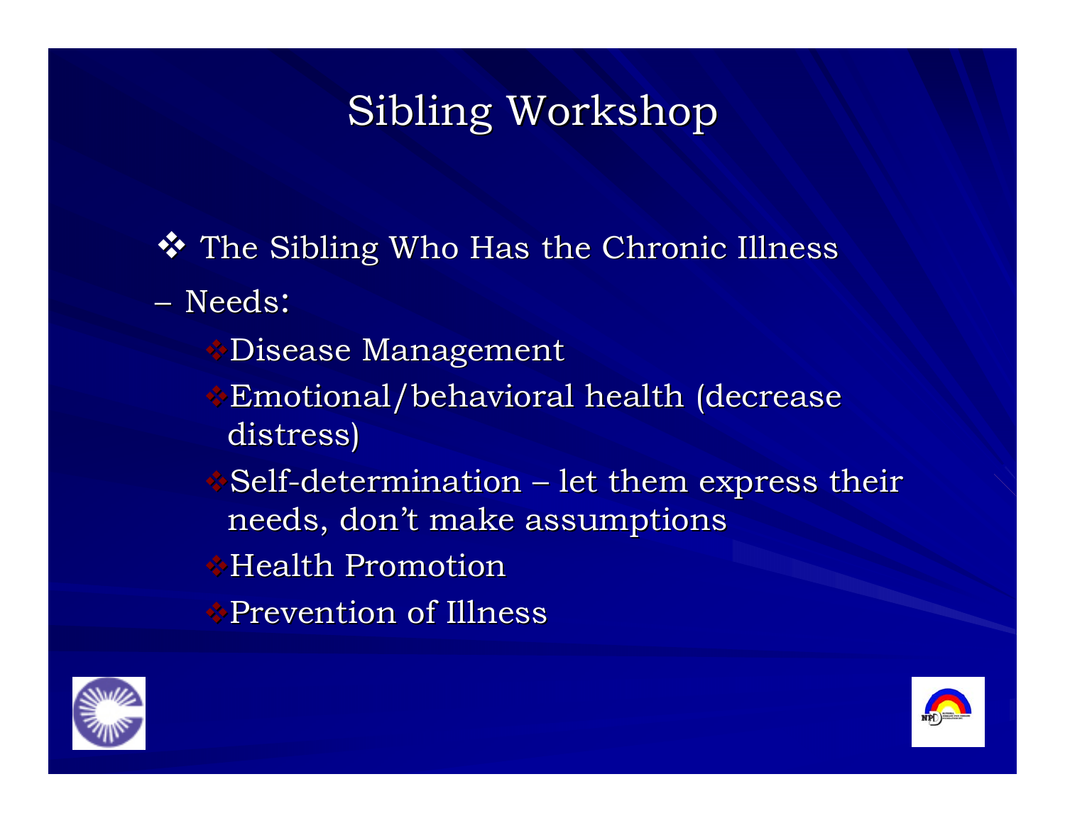# Sibling Workshop

- The Sibling Who Has the Chronic Illness
  - Needs:
    - Disease Management
    - Emotional/behavioral health (decrease distress)
    - Self-determination – let them express their needs, don't make assumptions
    - Health Promotion
    - Prevention of Illness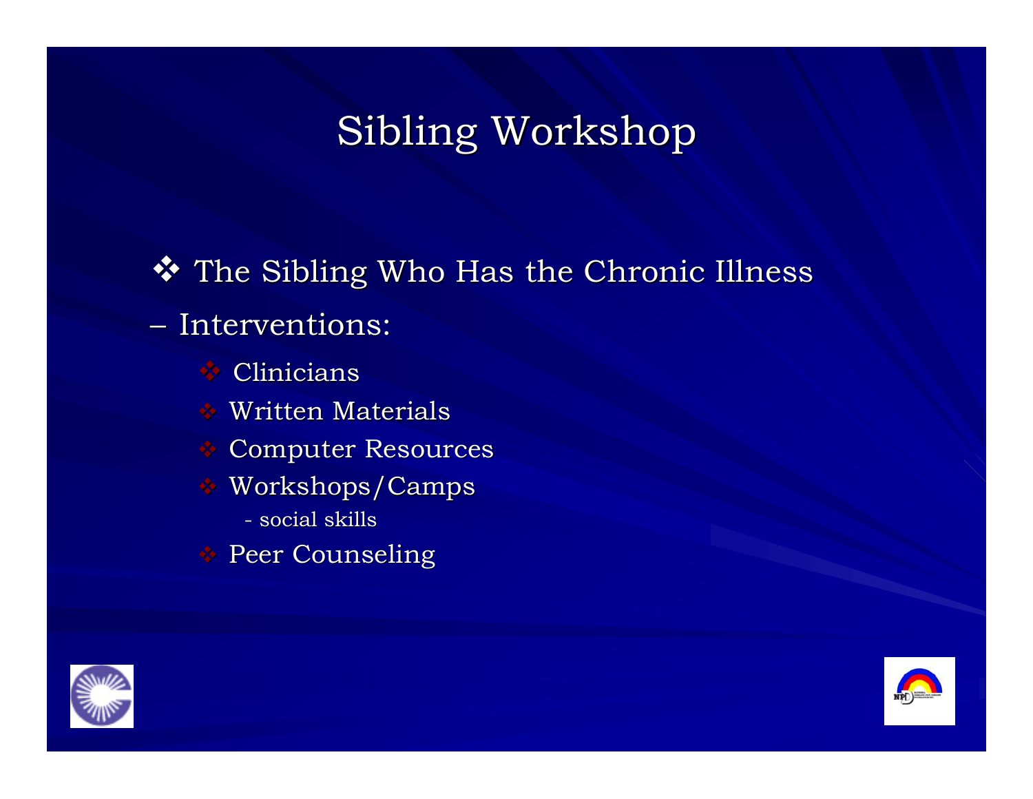# Sibling Workshop

- The Sibling Who Has the Chronic Illness

– Interventions:

  - Clinicians
  - Written Materials
  - Computer Resources
  - Workshops/Camps
    - social skills
  - Peer Counseling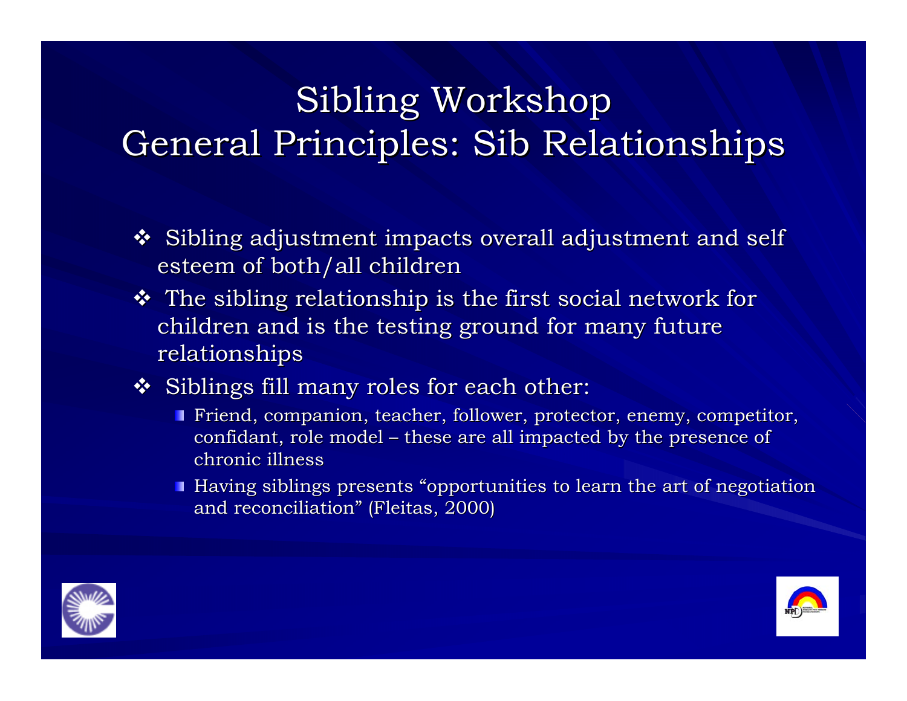# Sibling Workshop
# General Principles: Sib Relationships

- Sibling adjustment impacts overall adjustment and self esteem of both/all children
- The sibling relationship is the first social network for children and is the testing ground for many future relationships
- Siblings fill many roles for each other:
  - Friend, companion, teacher, follower, protector, enemy, competitor, confidant, role model – these are all impacted by the presence of chronic illness
  - Having siblings presents "opportunities to learn the art of negotiation and reconciliation" (Fleitas, 2000)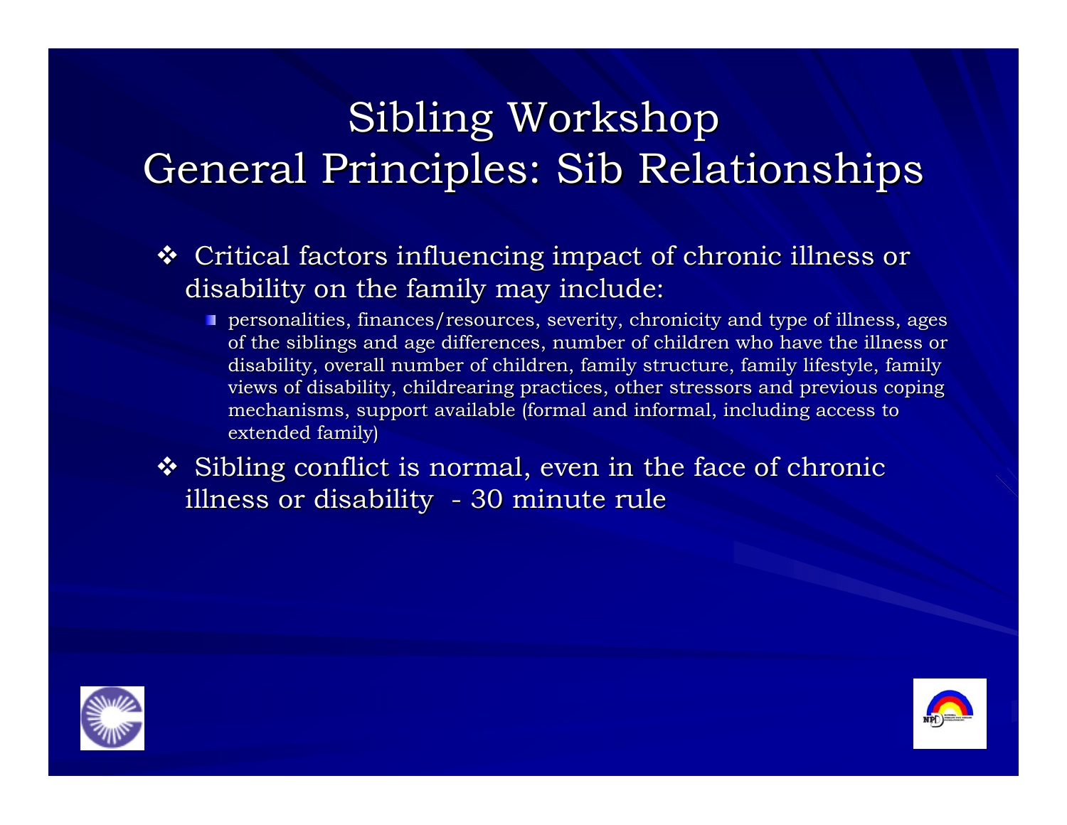# Sibling Workshop
# General Principles: Sib Relationships

- Critical factors influencing impact of chronic illness or disability on the family may include:
  - personalities, finances/resources, severity, chronicity and type of illness, ages of the siblings and age differences, number of children who have the illness or disability, overall number of children, family structure, family lifestyle, family views of disability, childrearing practices, other stressors and previous coping mechanisms, support available (formal and informal, including access to extended family)
- Sibling conflict is normal, even in the face of chronic illness or disability - 30 minute rule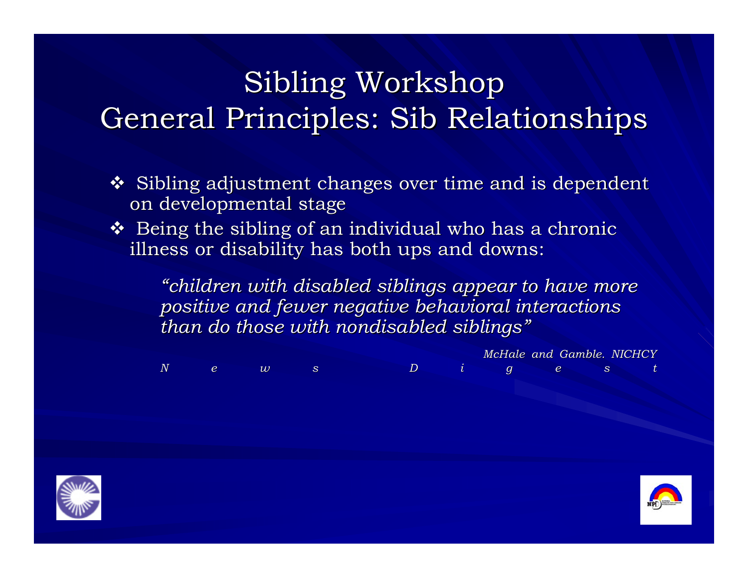# Sibling Workshop
# General Principles: Sib Relationships

- Sibling adjustment changes over time and is dependent on developmental stage
- Being the sibling of an individual who has a chronic illness or disability has both ups and downs:

> *"children with disabled siblings appear to have more positive and fewer negative behavioral interactions than do those with nondisabled siblings"*
>
> *McHale and Gamble. NICHCY News Digest*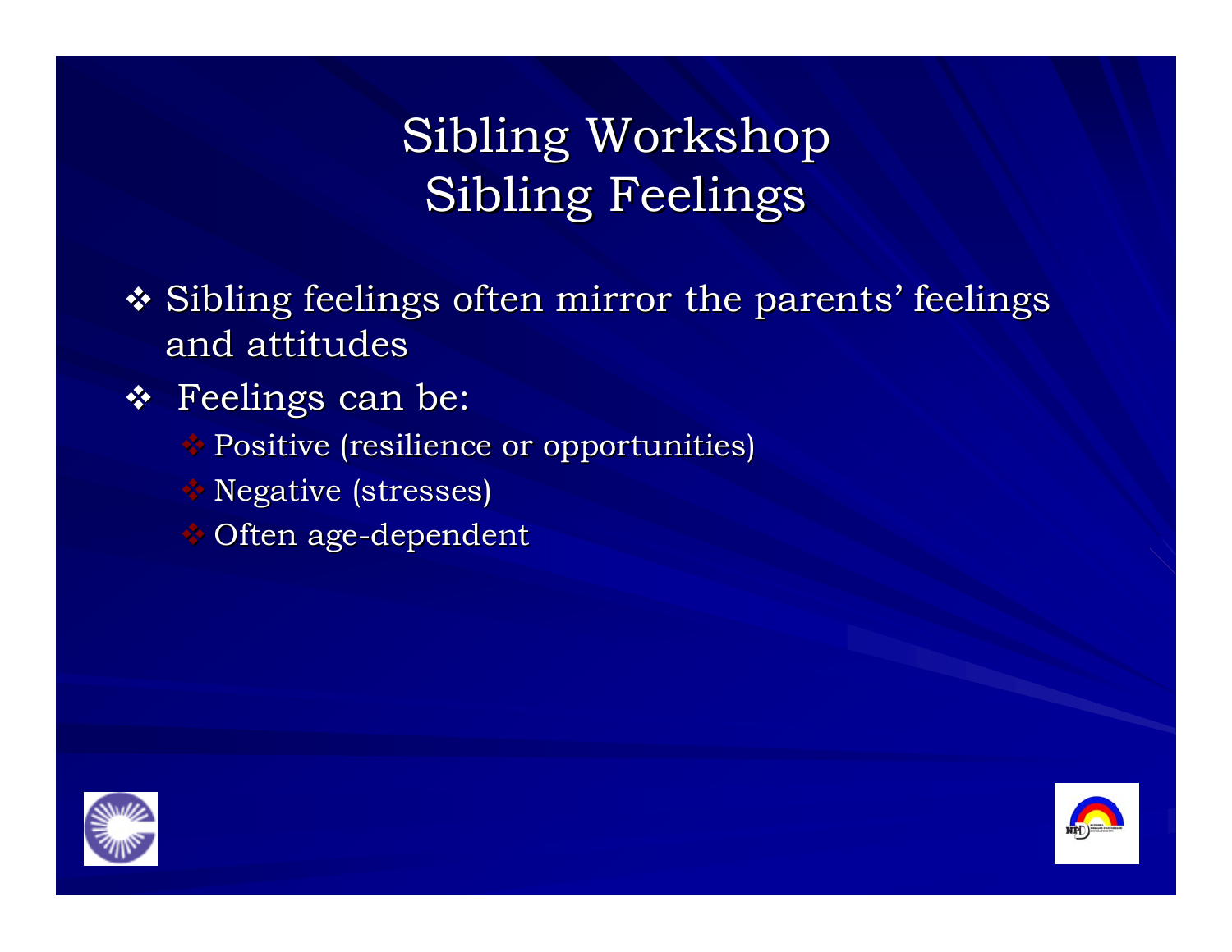# Sibling Workshop
# Sibling Feelings

- Sibling feelings often mirror the parents' feelings and attitudes
- Feelings can be:
  - Positive (resilience or opportunities)
  - Negative (stresses)
  - Often age-dependent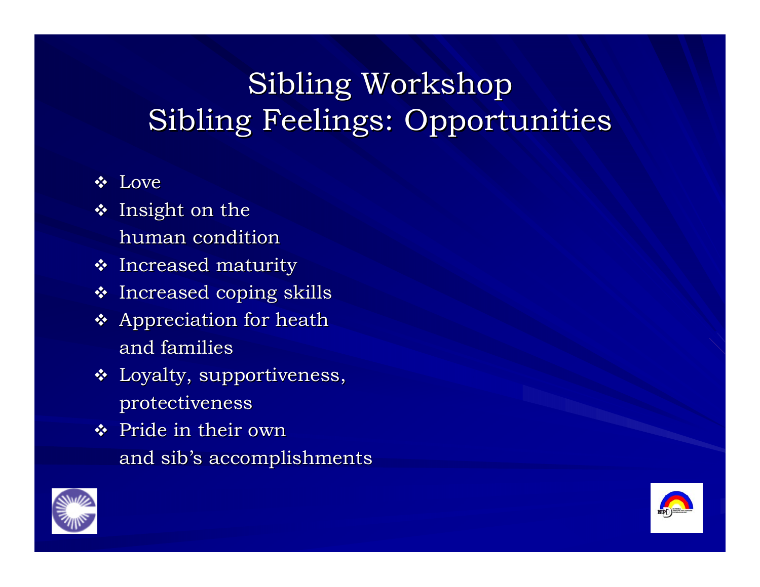# Sibling Workshop
# Sibling Feelings: Opportunities

- Love
- Insight on the human condition
- Increased maturity
- Increased coping skills
- Appreciation for heath and families
- Loyalty, supportiveness, protectiveness
- Pride in their own and sib's accomplishments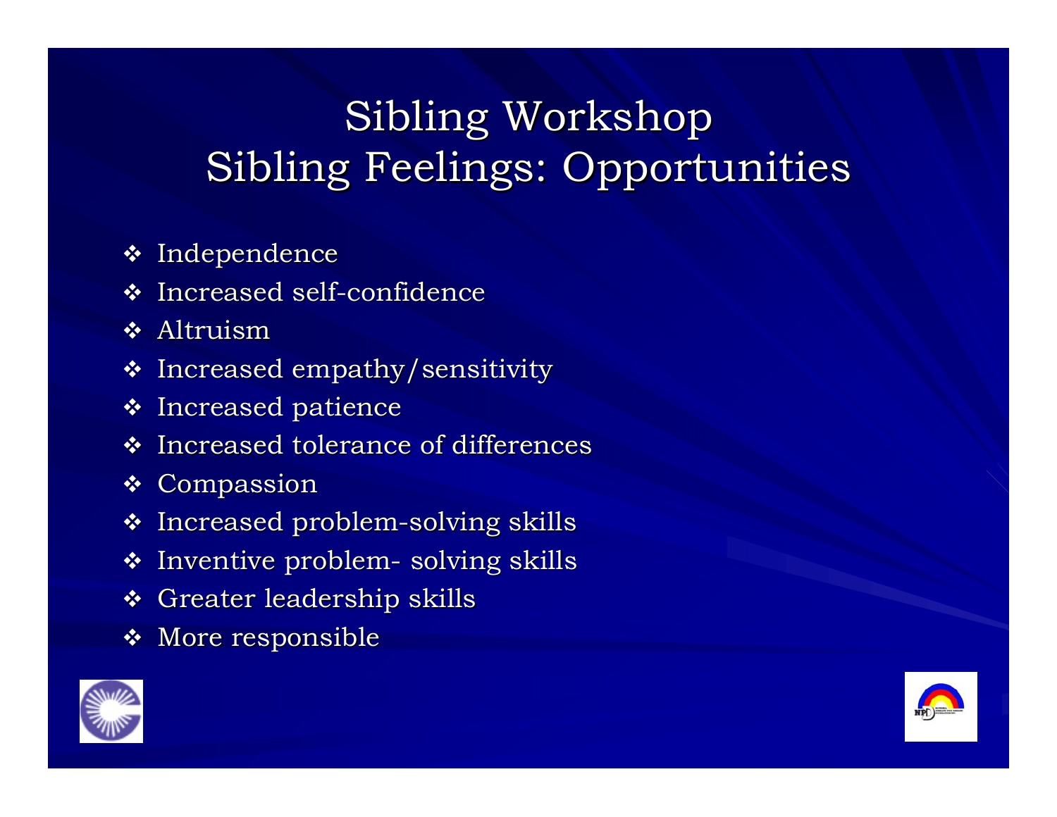# Sibling Workshop
# Sibling Feelings: Opportunities

- Independence
- Increased self-confidence
- Altruism
- Increased empathy/sensitivity
- Increased patience
- Increased tolerance of differences
- Compassion
- Increased problem-solving skills
- Inventive problem- solving skills
- Greater leadership skills
- More responsible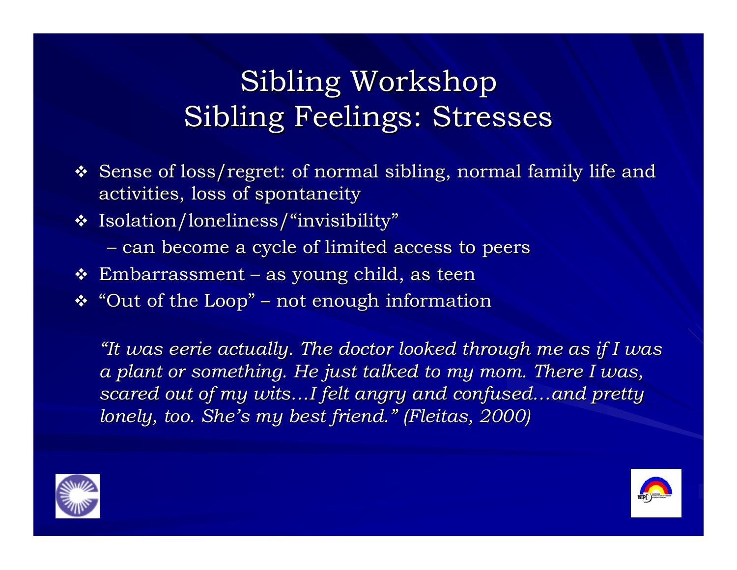# Sibling Workshop
# Sibling Feelings: Stresses

- Sense of loss/regret: of normal sibling, normal family life and activities, loss of spontaneity
- Isolation/loneliness/"invisibility"
  - can become a cycle of limited access to peers
- Embarrassment – as young child, as teen
- "Out of the Loop" – not enough information

*"It was eerie actually. The doctor looked through me as if I was a plant or something. He just talked to my mom. There I was, scared out of my wits…I felt angry and confused…and pretty lonely, too. She's my best friend." (Fleitas, 2000)*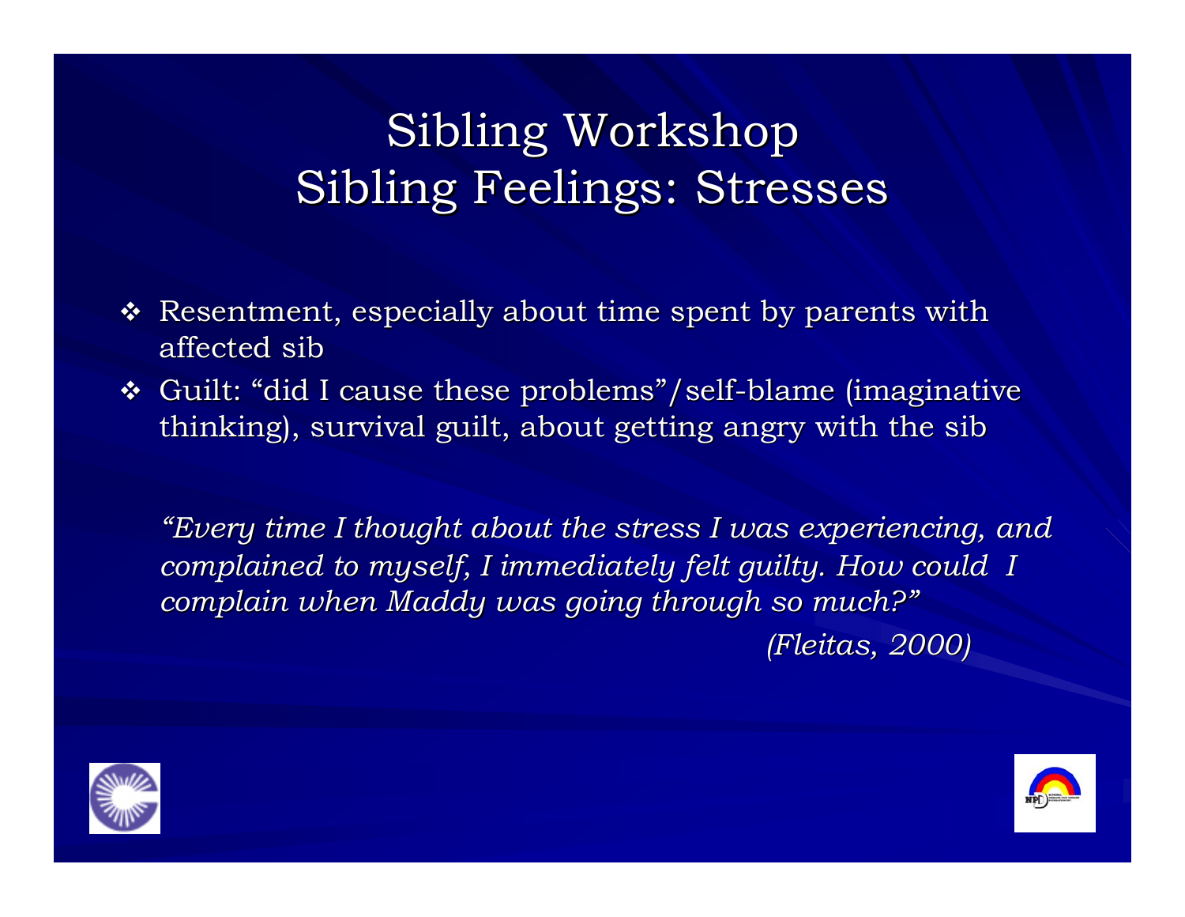# Sibling Workshop
# Sibling Feelings: Stresses

- Resentment, especially about time spent by parents with affected sib
- Guilt: "did I cause these problems"/self-blame (imaginative thinking), survival guilt, about getting angry with the sib

*"Every time I thought about the stress I was experiencing, and complained to myself, I immediately felt guilty. How could I complain when Maddy was going through so much?"*

*(Fleitas, 2000)*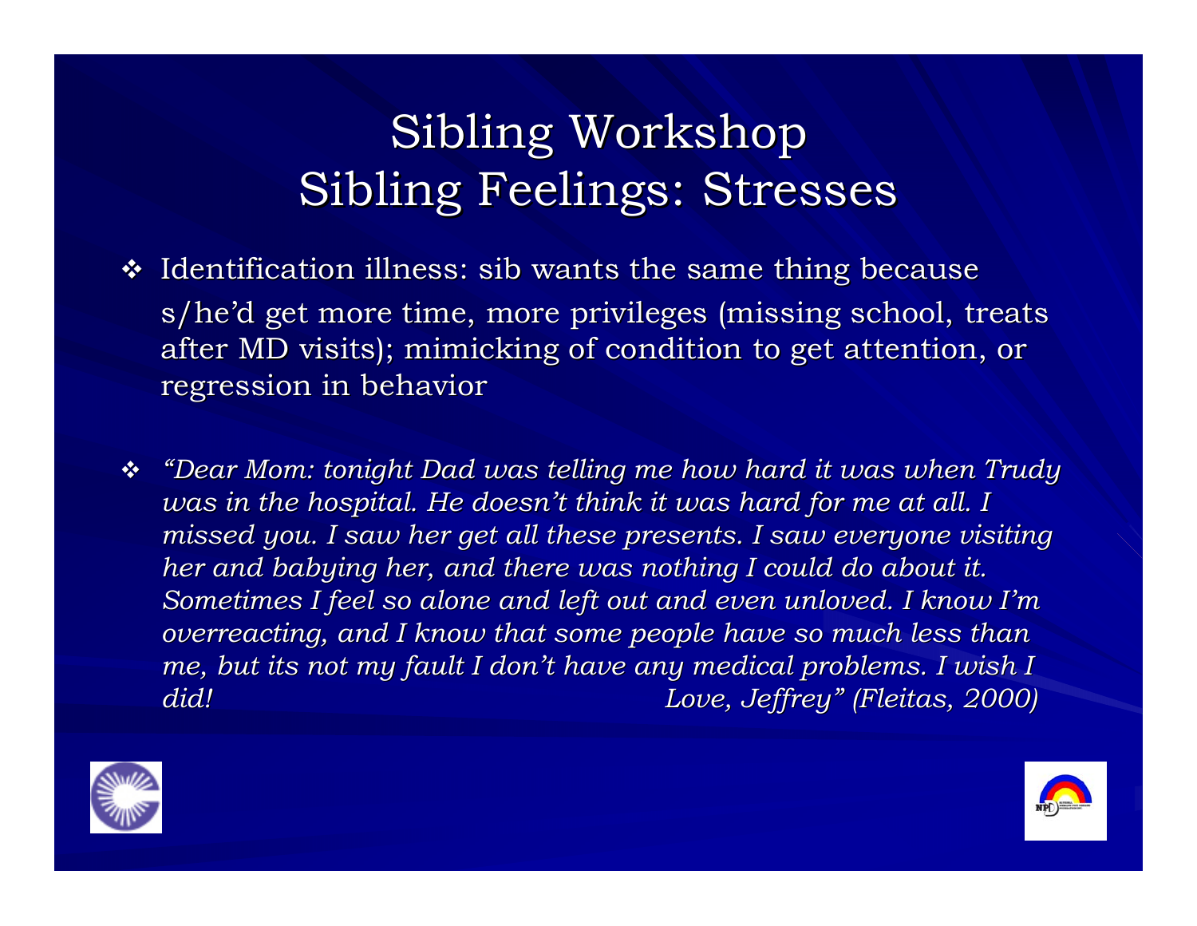# Sibling Workshop
## Sibling Feelings: Stresses

- Identification illness: sib wants the same thing because s/he'd get more time, more privileges (missing school, treats after MD visits); mimicking of condition to get attention, or regression in behavior

- *"Dear Mom: tonight Dad was telling me how hard it was when Trudy was in the hospital. He doesn't think it was hard for me at all. I missed you. I saw her get all these presents. I saw everyone visiting her and babying her, and there was nothing I could do about it. Sometimes I feel so alone and left out and even unloved. I know I'm overreacting, and I know that some people have so much less than me, but its not my fault I don't have any medical problems. I wish I did! Love, Jeffrey" (Fleitas, 2000)*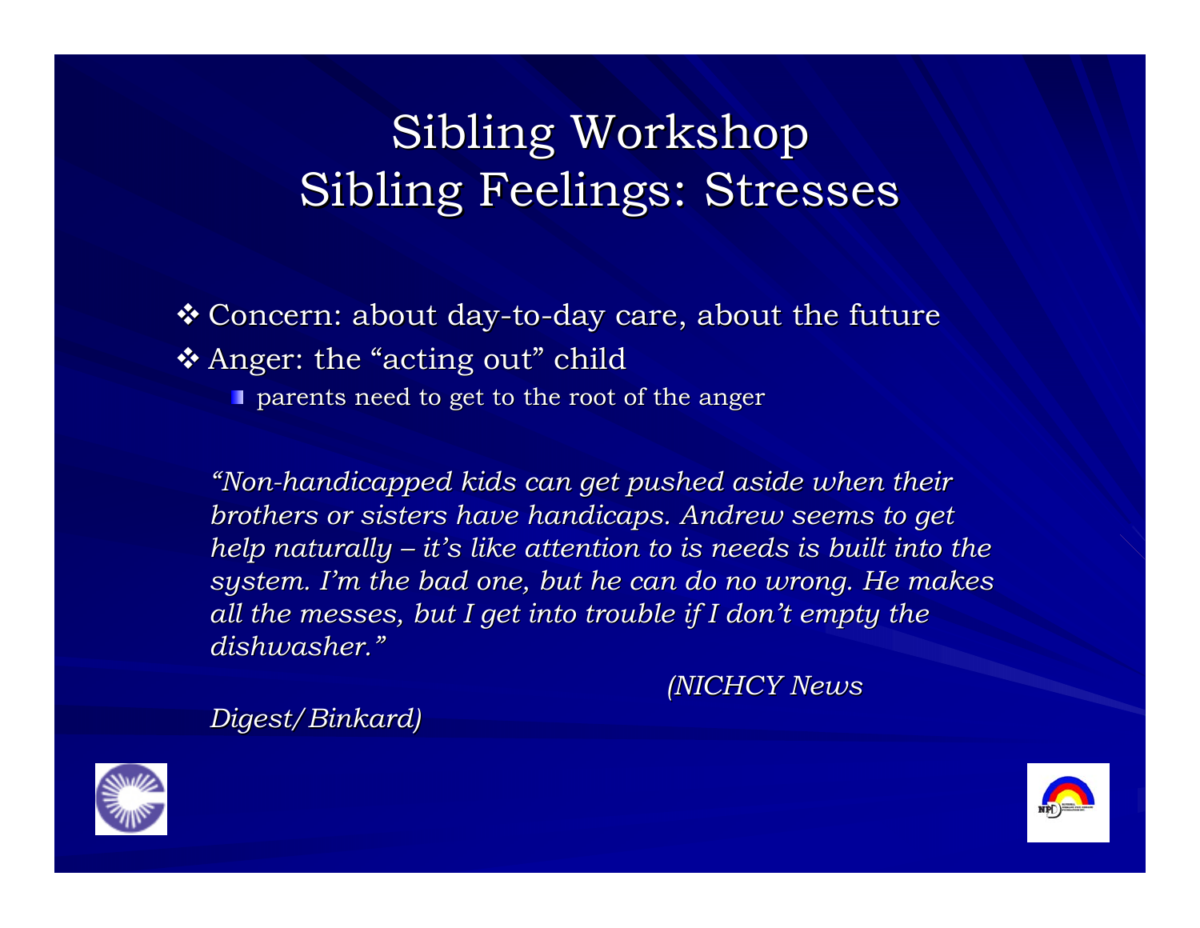# Sibling Workshop
# Sibling Feelings: Stresses

- Concern: about day-to-day care, about the future
- Anger: the "acting out" child
  - parents need to get to the root of the anger

*"Non-handicapped kids can get pushed aside when their brothers or sisters have handicaps. Andrew seems to get help naturally – it's like attention to is needs is built into the system. I'm the bad one, but he can do no wrong. He makes all the messes, but I get into trouble if I don't empty the dishwasher."*

*(NICHCY News Digest/Binkard)*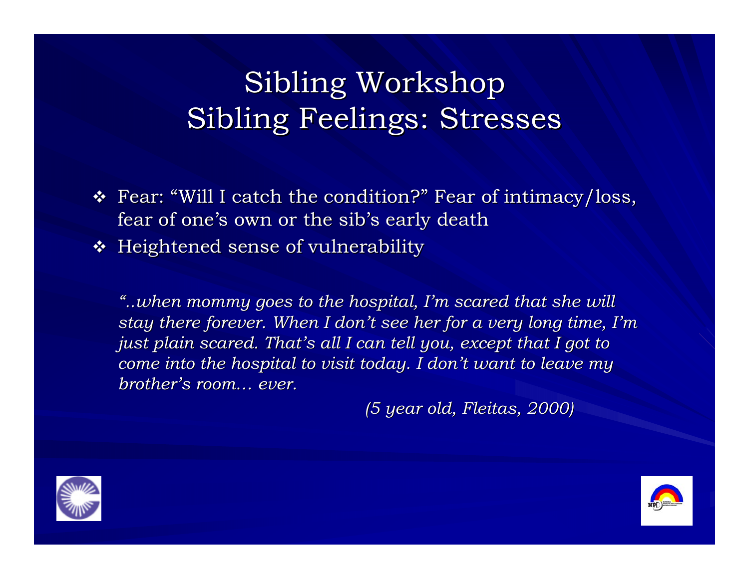# Sibling Workshop
# Sibling Feelings: Stresses

- Fear: "Will I catch the condition?" Fear of intimacy/loss, fear of one's own or the sib's early death
- Heightened sense of vulnerability

*"..when mommy goes to the hospital, I'm scared that she will stay there forever. When I don't see her for a very long time, I'm just plain scared. That's all I can tell you, except that I got to come into the hospital to visit today. I don't want to leave my brother's room… ever.*

*(5 year old, Fleitas, 2000)*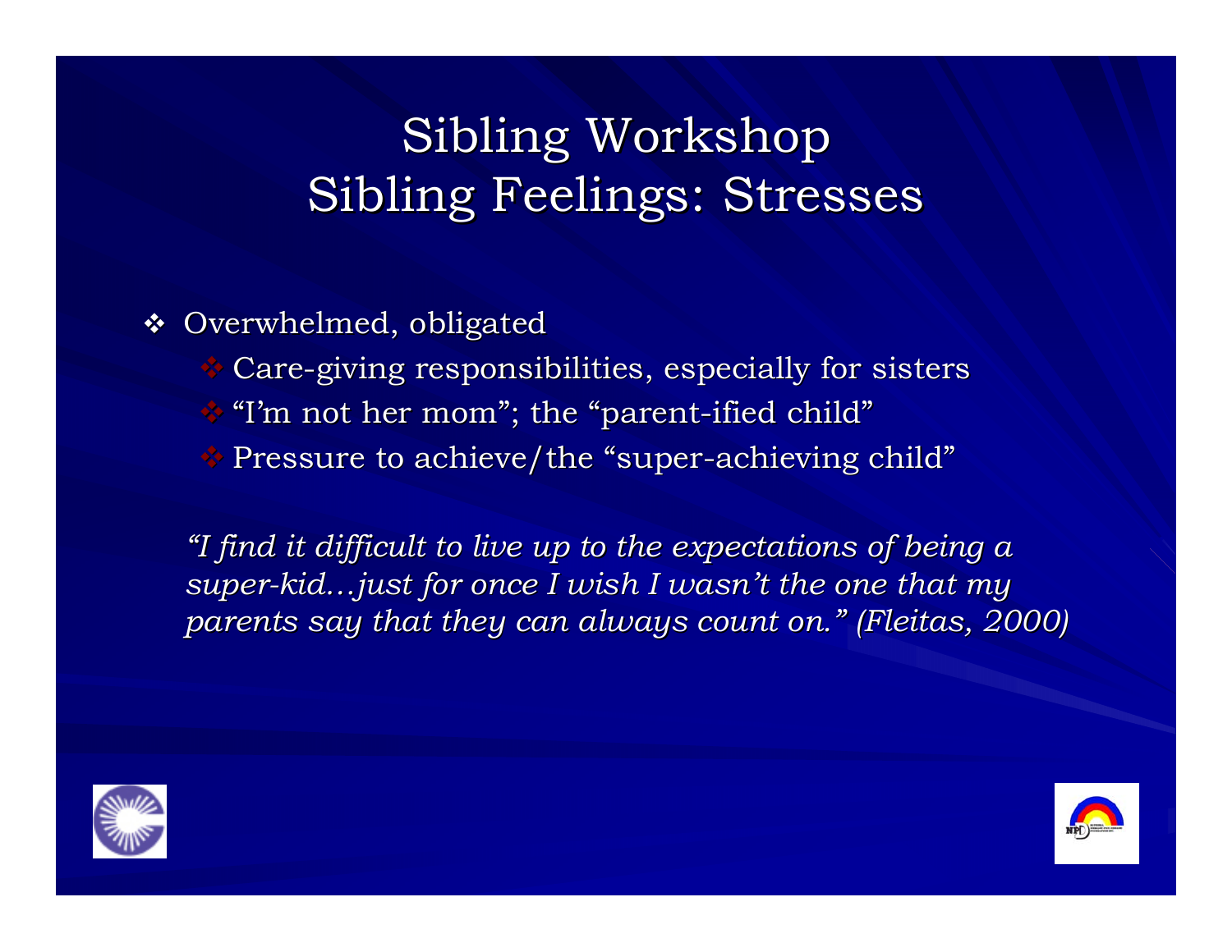# Sibling Workshop
# Sibling Feelings: Stresses

- Overwhelmed, obligated
  - Care-giving responsibilities, especially for sisters
  - "I'm not her mom"; the "parent-ified child"
  - Pressure to achieve/the "super-achieving child"

*"I find it difficult to live up to the expectations of being a super-kid…just for once I wish I wasn't the one that my parents say that they can always count on." (Fleitas, 2000)*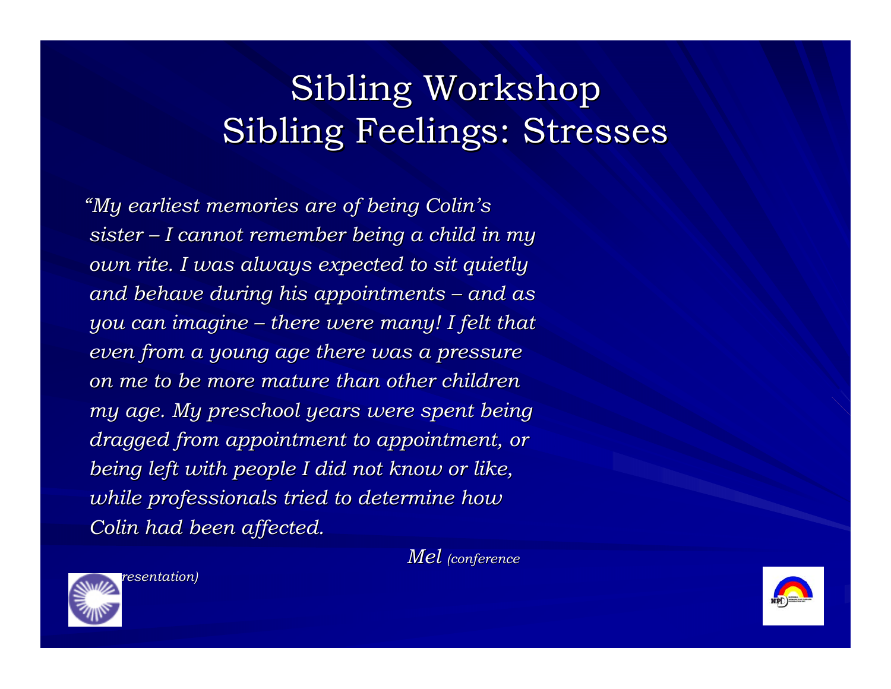# Sibling Workshop
# Sibling Feelings: Stresses

*"My earliest memories are of being Colin's sister – I cannot remember being a child in my own rite. I was always expected to sit quietly and behave during his appointments – and as you can imagine – there were many! I felt that even from a young age there was a pressure on me to be more mature than other children my age. My preschool years were spent being dragged from appointment to appointment, or being left with people I did not know or like, while professionals tried to determine how Colin had been affected.*

*Mel (conference presentation)*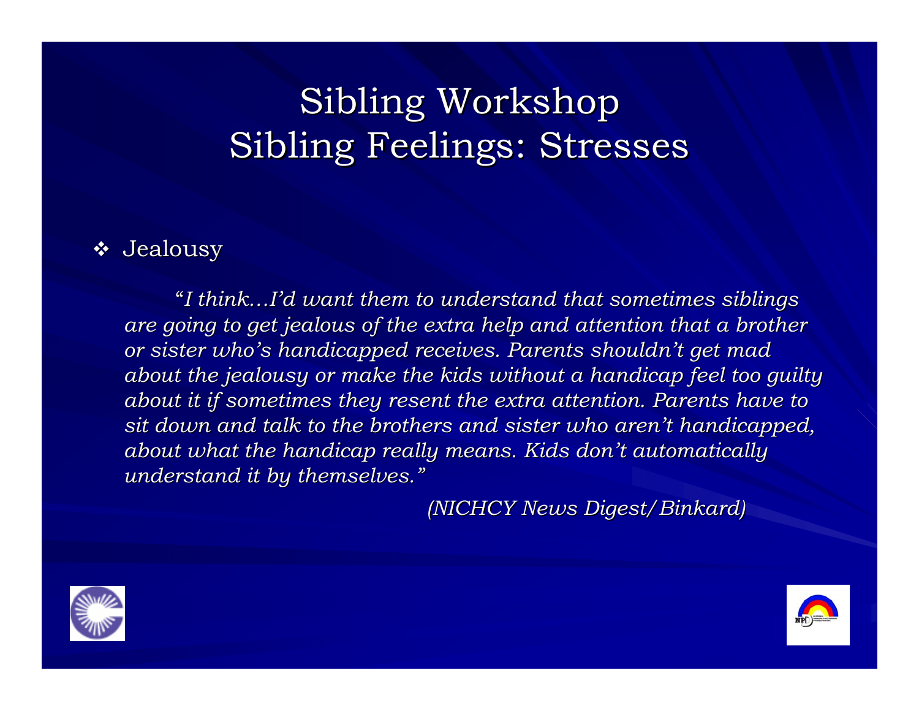# Sibling Workshop
# Sibling Feelings: Stresses

- Jealousy

*"I think…I'd want them to understand that sometimes siblings are going to get jealous of the extra help and attention that a brother or sister who's handicapped receives. Parents shouldn't get mad about the jealousy or make the kids without a handicap feel too guilty about it if sometimes they resent the extra attention. Parents have to sit down and talk to the brothers and sister who aren't handicapped, about what the handicap really means. Kids don't automatically understand it by themselves."*

*(NICHCY News Digest/Binkard)*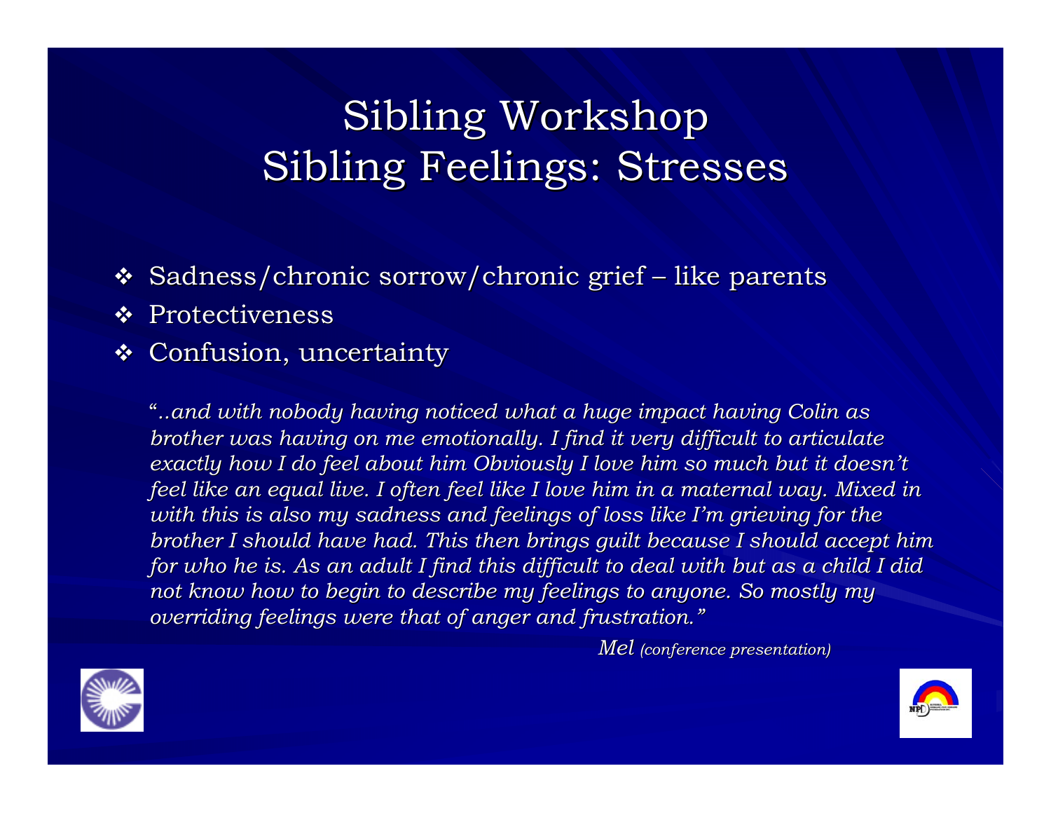# Sibling Workshop
# Sibling Feelings: Stresses

- Sadness/chronic sorrow/chronic grief – like parents
- Protectiveness
- Confusion, uncertainty

*"..and with nobody having noticed what a huge impact having Colin as brother was having on me emotionally. I find it very difficult to articulate exactly how I do feel about him Obviously I love him so much but it doesn't feel like an equal live. I often feel like I love him in a maternal way. Mixed in with this is also my sadness and feelings of loss like I'm grieving for the brother I should have had. This then brings guilt because I should accept him for who he is. As an adult I find this difficult to deal with but as a child I did not know how to begin to describe my feelings to anyone. So mostly my overriding feelings were that of anger and frustration."*

*Mel (conference presentation)*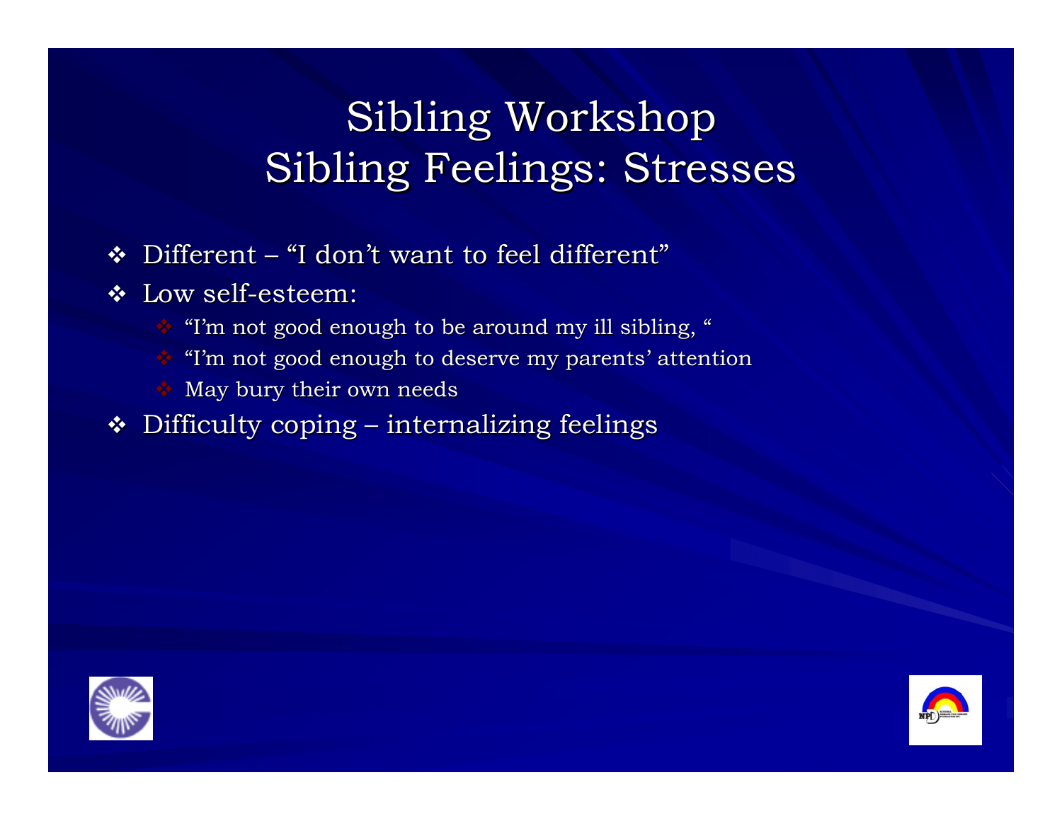# Sibling Workshop
# Sibling Feelings: Stresses

- Different – "I don't want to feel different"
- Low self-esteem:
  - "I'm not good enough to be around my ill sibling, "
  - "I'm not good enough to deserve my parents' attention
  - May bury their own needs
- Difficulty coping – internalizing feelings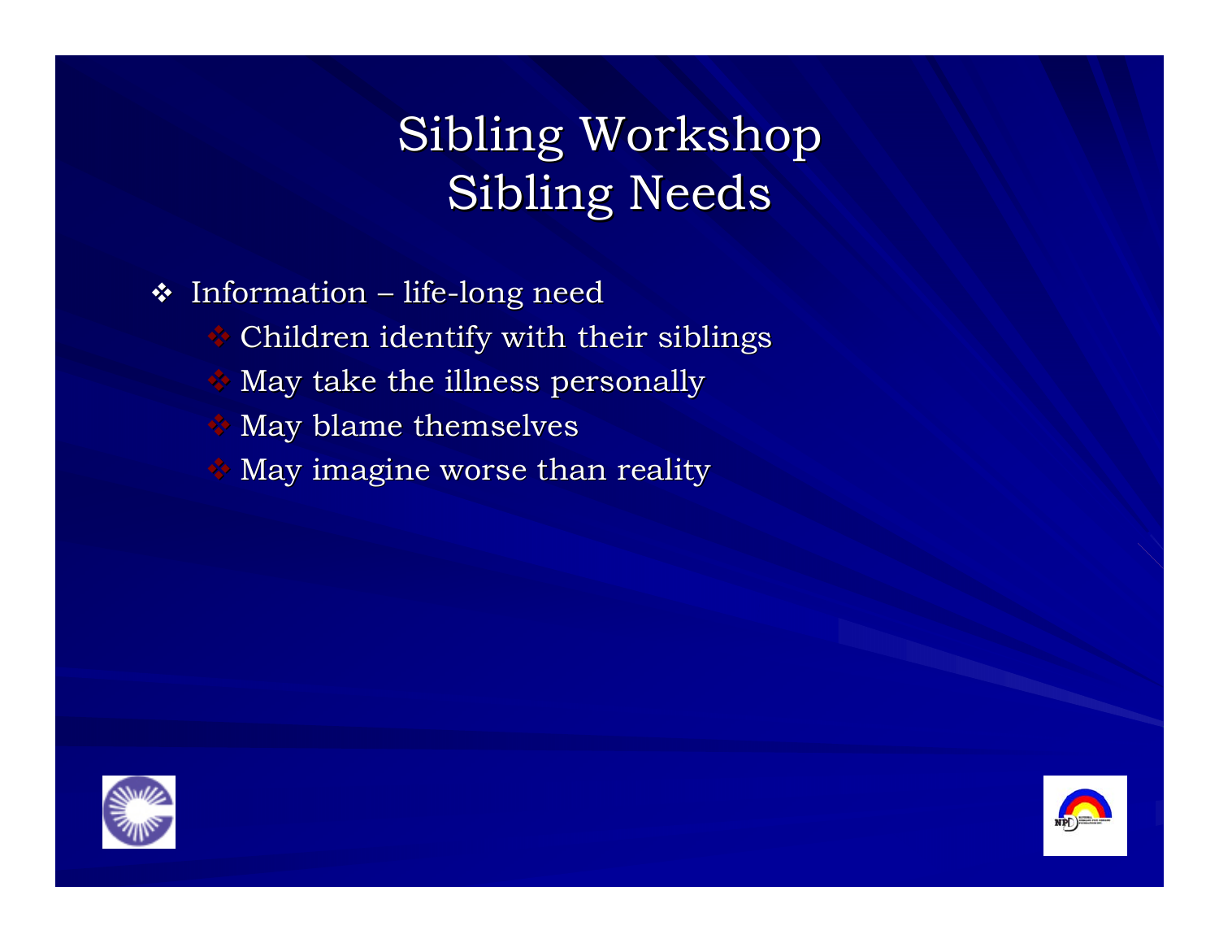# Sibling Workshop
# Sibling Needs

- Information – life-long need
  - Children identify with their siblings
  - May take the illness personally
  - May blame themselves
  - May imagine worse than reality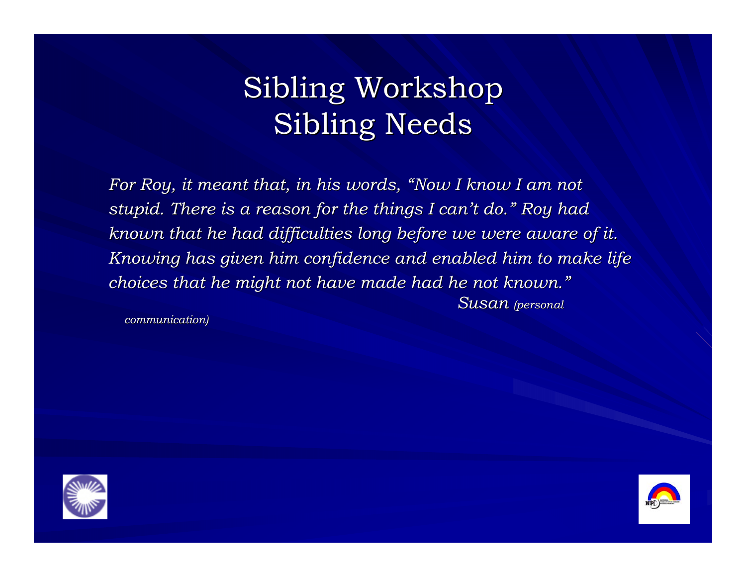# Sibling Workshop
# Sibling Needs

*For Roy, it meant that, in his words, "Now I know I am not stupid. There is a reason for the things I can't do." Roy had known that he had difficulties long before we were aware of it. Knowing has given him confidence and enabled him to make life choices that he might not have made had he not known."*

*Susan (personal communication)*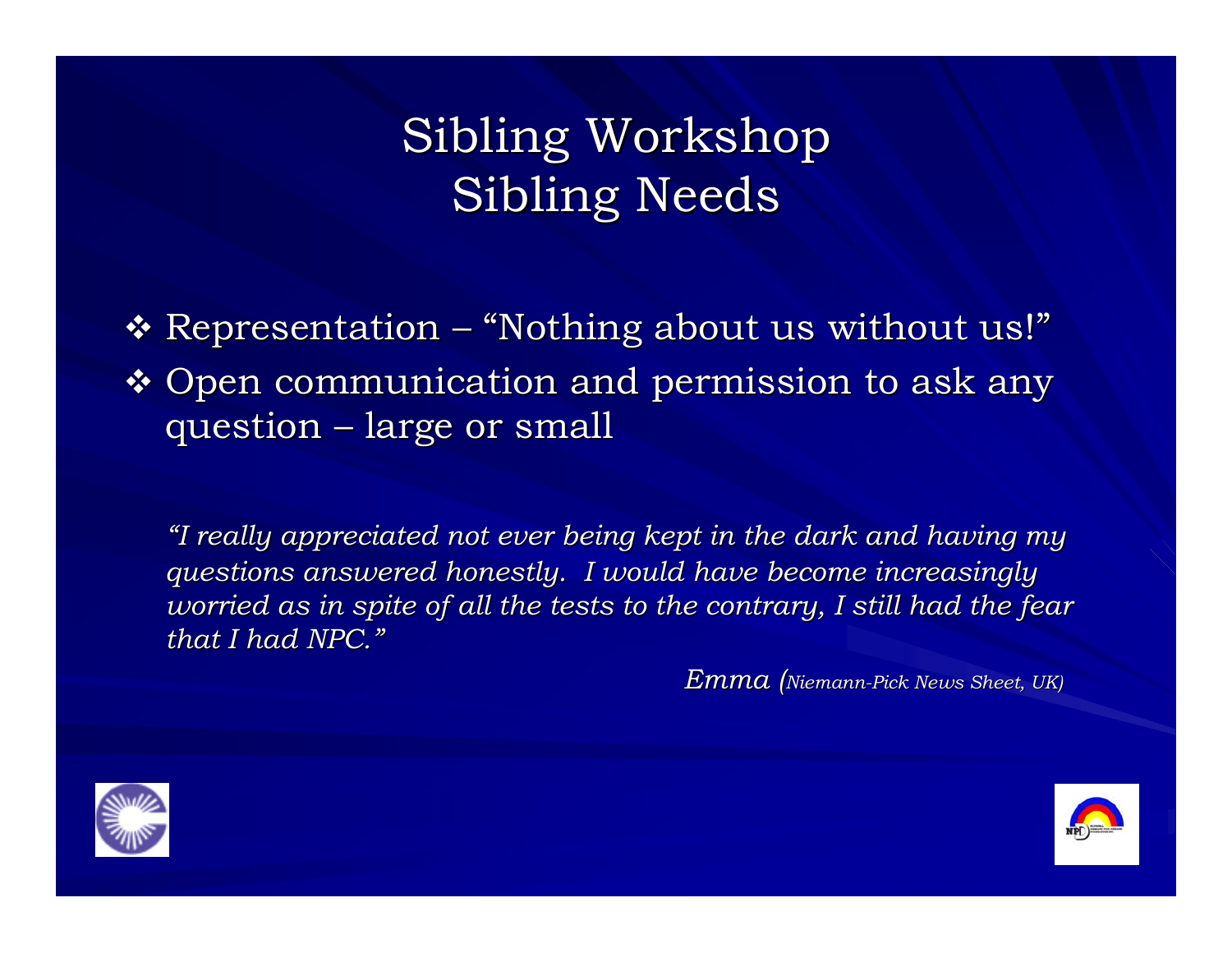# Sibling Workshop
# Sibling Needs

- Representation – "Nothing about us without us!"
- Open communication and permission to ask any question – large or small

*"I really appreciated not ever being kept in the dark and having my questions answered honestly. I would have become increasingly worried as in spite of all the tests to the contrary, I still had the fear that I had NPC."*

*Emma (Niemann-Pick News Sheet, UK)*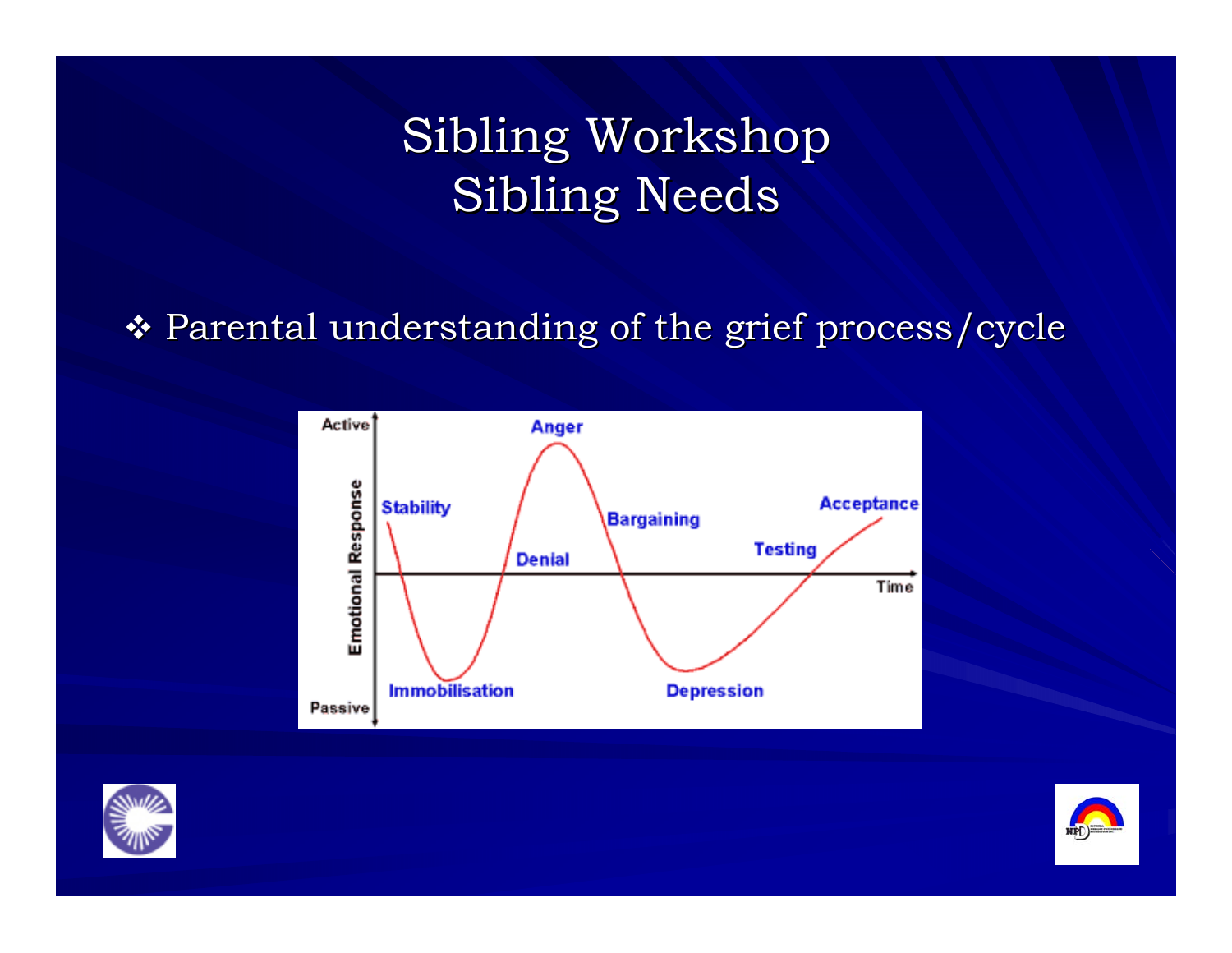# Sibling Workshop
# Sibling Needs

- Parental understanding of the grief process/cycle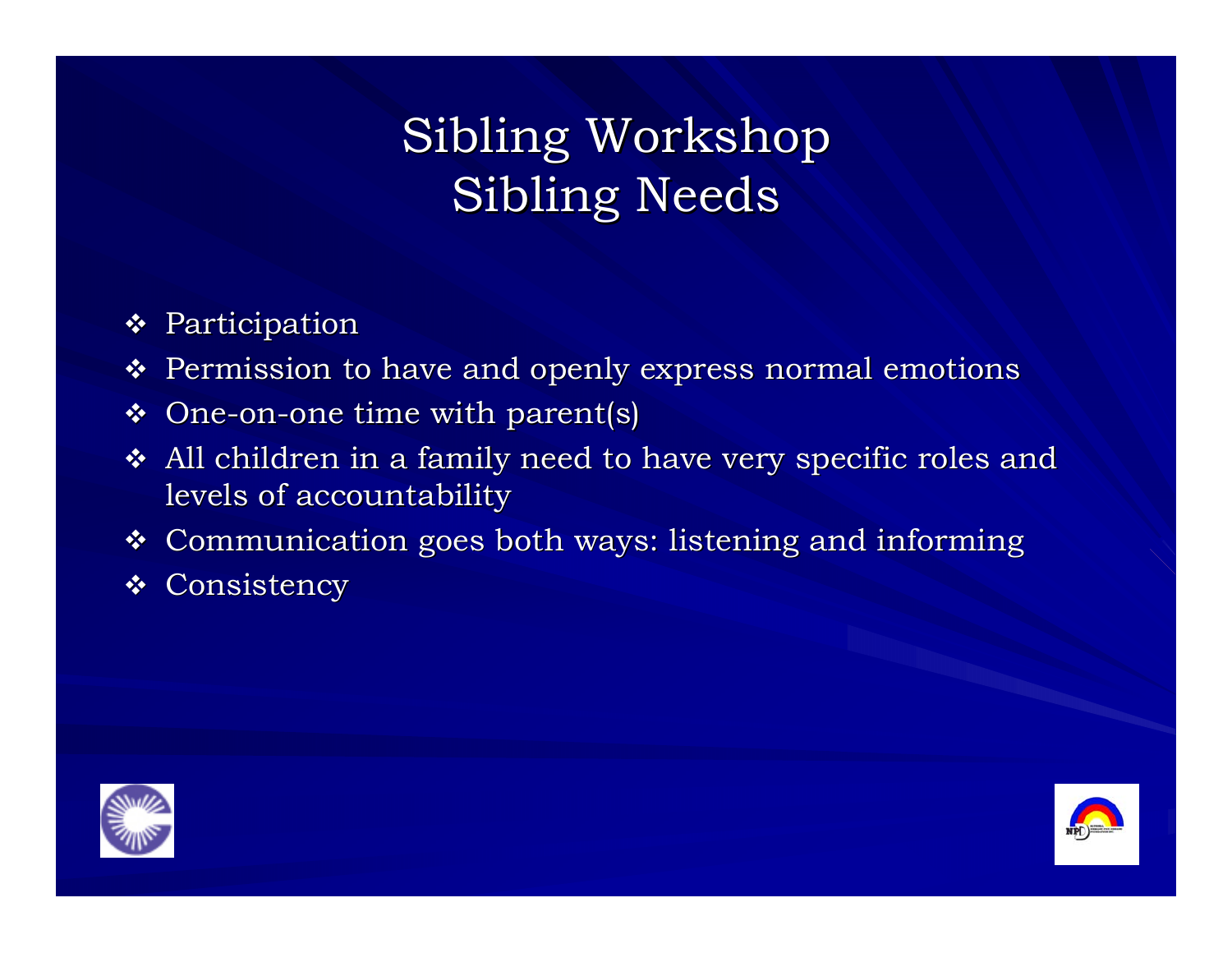# Sibling Workshop
# Sibling Needs

- Participation
- Permission to have and openly express normal emotions
- One-on-one time with parent(s)
- All children in a family need to have very specific roles and levels of accountability
- Communication goes both ways: listening and informing
- Consistency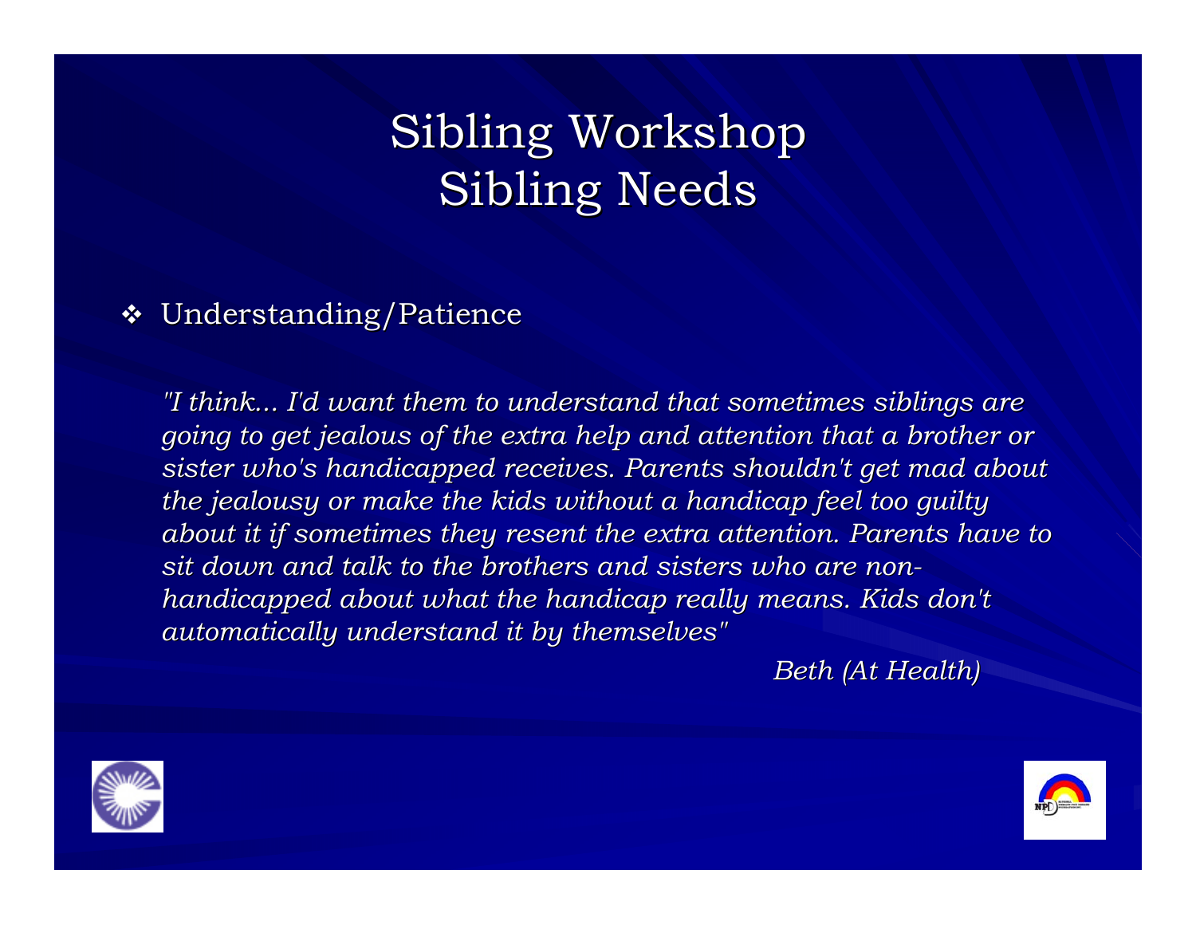# Sibling Workshop
# Sibling Needs

- Understanding/Patience

*"I think... I'd want them to understand that sometimes siblings are going to get jealous of the extra help and attention that a brother or sister who's handicapped receives. Parents shouldn't get mad about the jealousy or make the kids without a handicap feel too guilty about it if sometimes they resent the extra attention. Parents have to sit down and talk to the brothers and sisters who are non-handicapped about what the handicap really means. Kids don't automatically understand it by themselves"*

*Beth (At Health)*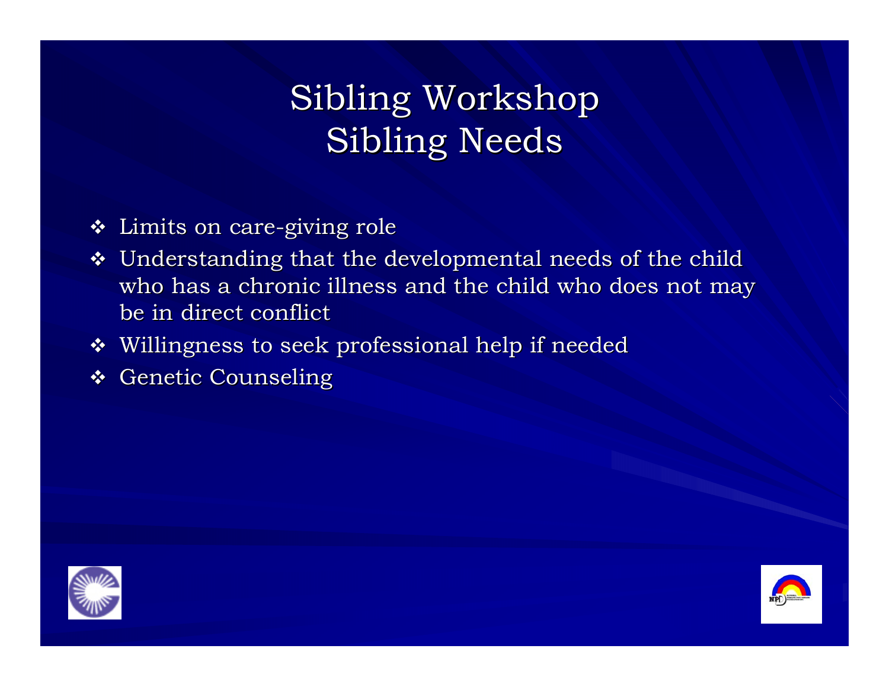# Sibling Workshop
# Sibling Needs

- Limits on care-giving role
- Understanding that the developmental needs of the child who has a chronic illness and the child who does not may be in direct conflict
- Willingness to seek professional help if needed
- Genetic Counseling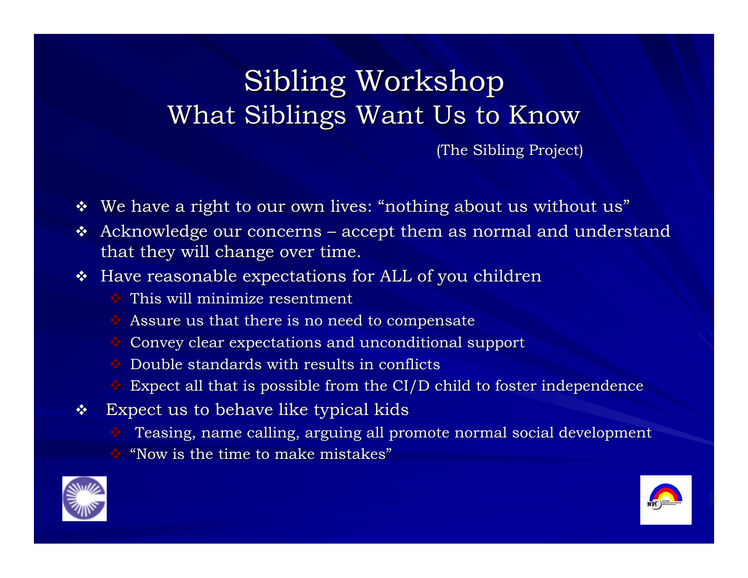# Sibling Workshop
## What Siblings Want Us to Know

(The Sibling Project)

- We have a right to our own lives: "nothing about us without us"
- Acknowledge our concerns – accept them as normal and understand that they will change over time.
- Have reasonable expectations for ALL of you children
  - This will minimize resentment
  - Assure us that there is no need to compensate
  - Convey clear expectations and unconditional support
  - Double standards with results in conflicts
  - Expect all that is possible from the CI/D child to foster independence
- Expect us to behave like typical kids
  - Teasing, name calling, arguing all promote normal social development
  - "Now is the time to make mistakes"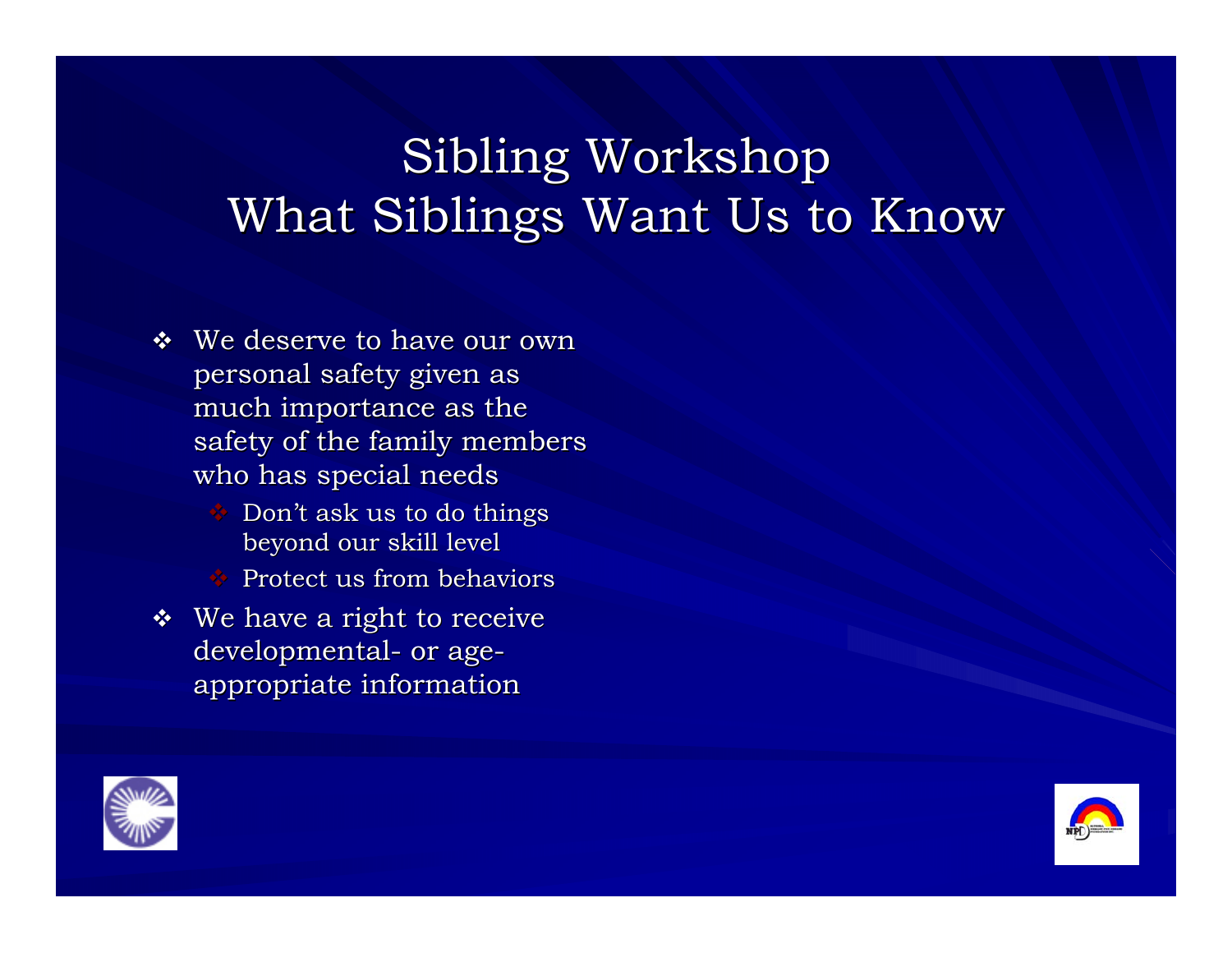# Sibling Workshop
# What Siblings Want Us to Know

- We deserve to have our own personal safety given as much importance as the safety of the family members who has special needs
  - Don't ask us to do things beyond our skill level
  - Protect us from behaviors
- We have a right to receive developmental- or age-appropriate information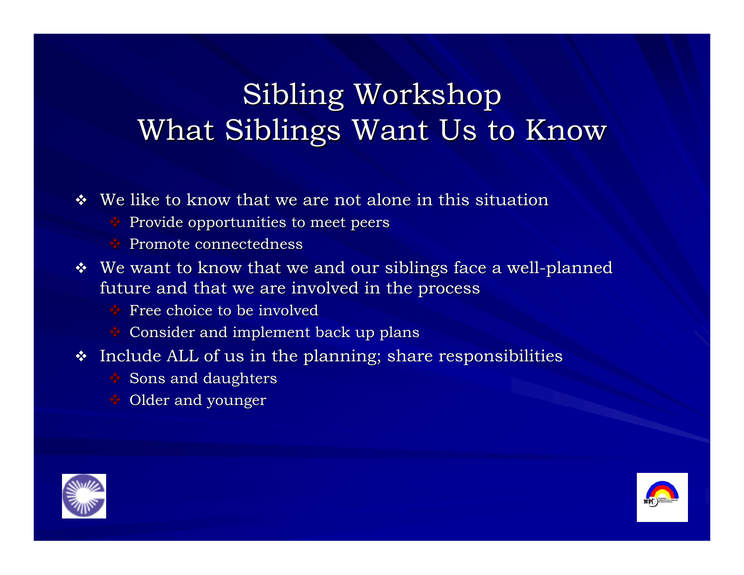# Sibling Workshop
# What Siblings Want Us to Know

- We like to know that we are not alone in this situation
  - Provide opportunities to meet peers
  - Promote connectedness
- We want to know that we and our siblings face a well-planned future and that we are involved in the process
  - Free choice to be involved
  - Consider and implement back up plans
- Include ALL of us in the planning; share responsibilities
  - Sons and daughters
  - Older and younger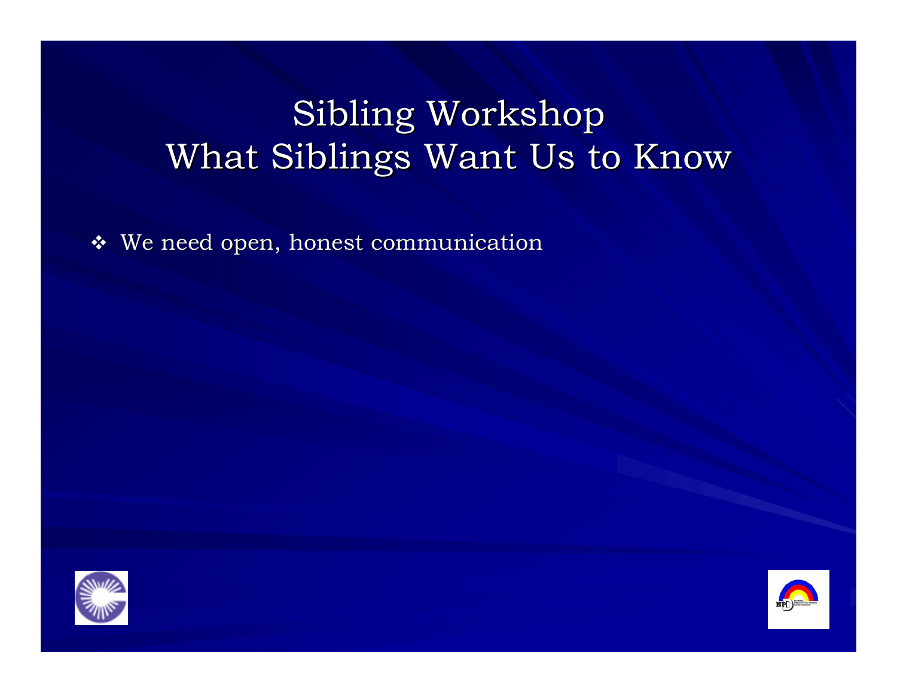# Sibling Workshop
# What Siblings Want Us to Know

- We need open, honest communication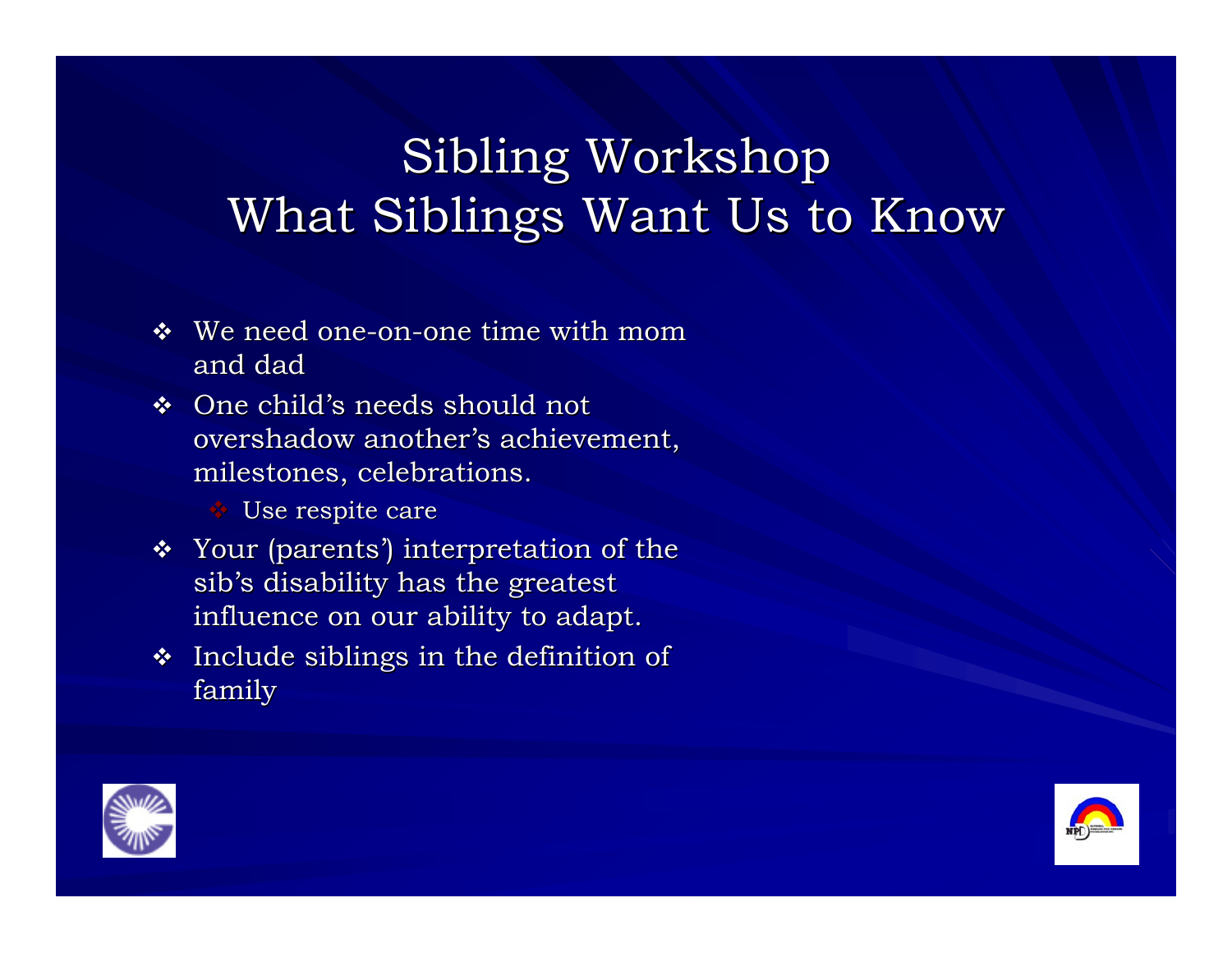# Sibling Workshop
# What Siblings Want Us to Know

- We need one-on-one time with mom and dad
- One child's needs should not overshadow another's achievement, milestones, celebrations.
  - Use respite care
- Your (parents') interpretation of the sib's disability has the greatest influence on our ability to adapt.
- Include siblings in the definition of family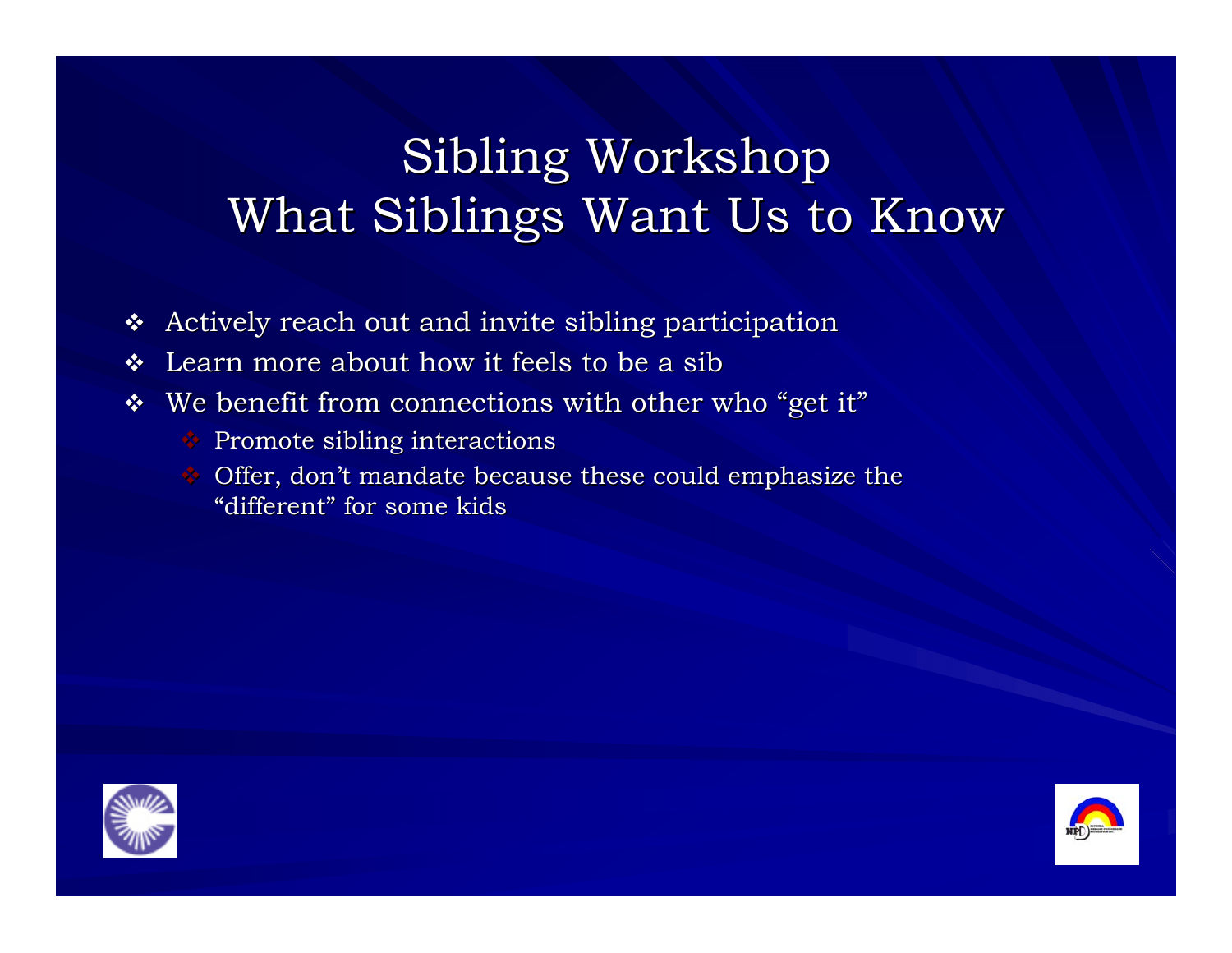# Sibling Workshop
# What Siblings Want Us to Know

- Actively reach out and invite sibling participation
- Learn more about how it feels to be a sib
- We benefit from connections with other who "get it"
  - Promote sibling interactions
  - Offer, don't mandate because these could emphasize the "different" for some kids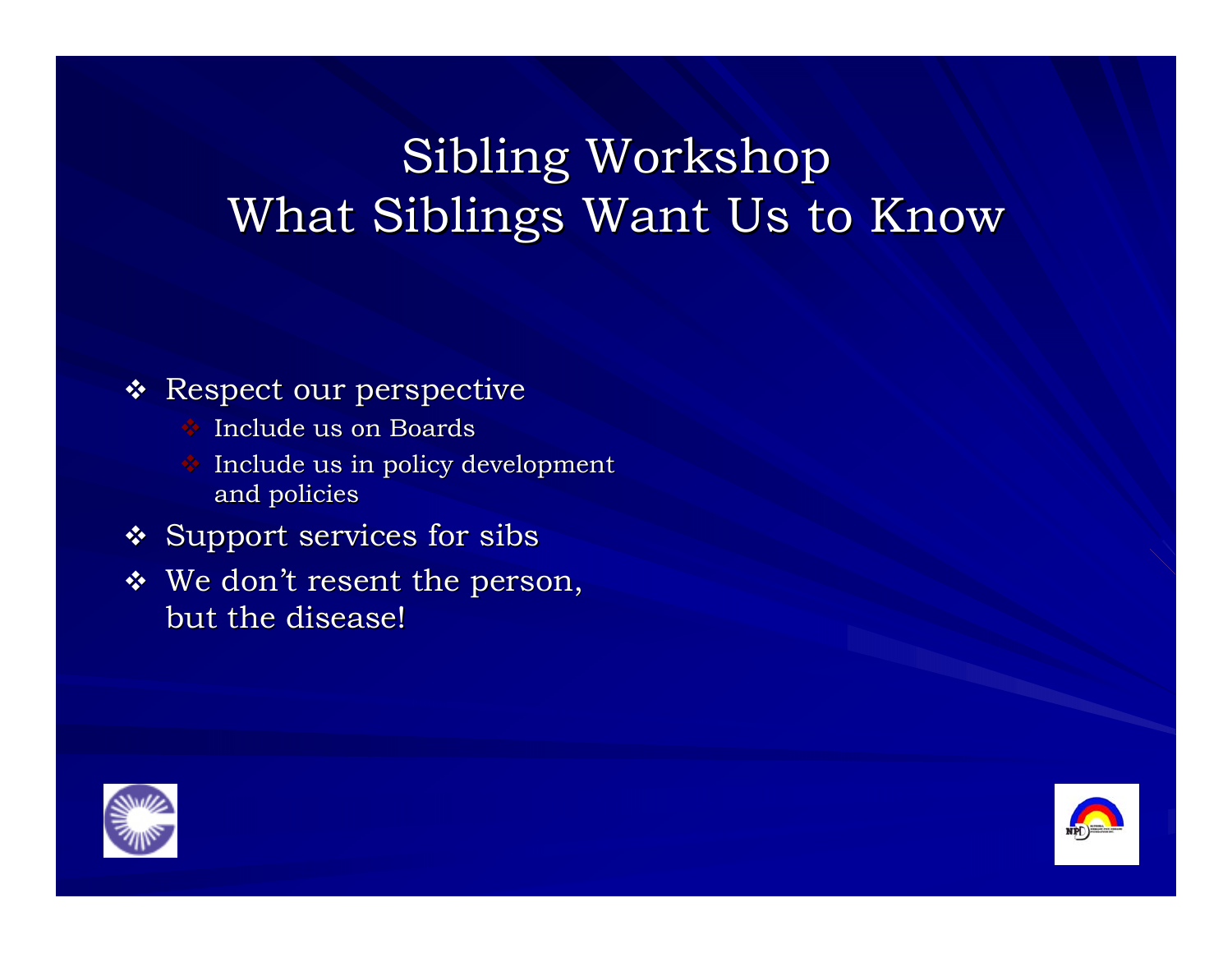# Sibling Workshop
# What Siblings Want Us to Know

- Respect our perspective
  - Include us on Boards
  - Include us in policy development and policies
- Support services for sibs
- We don't resent the person, but the disease!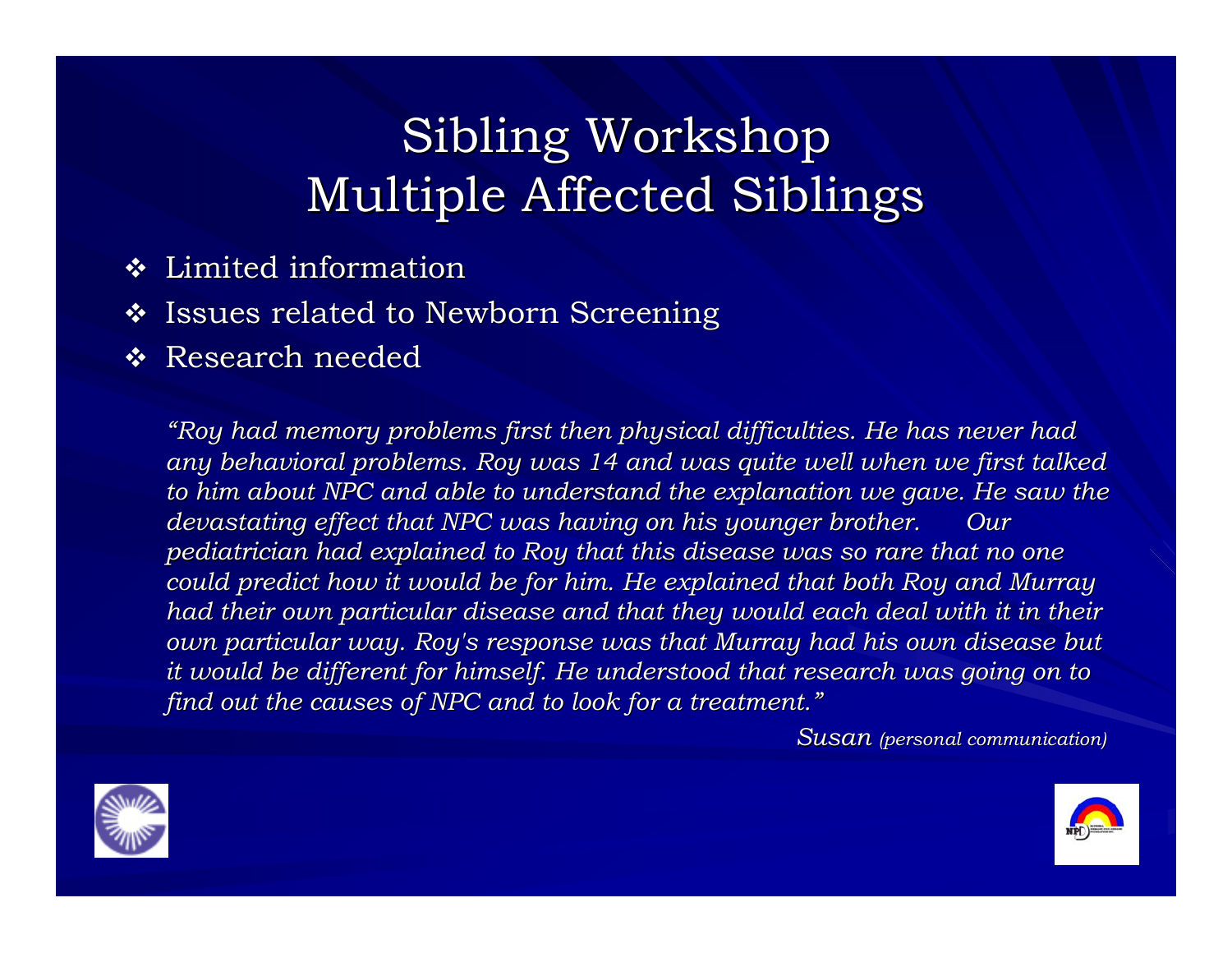# Sibling Workshop
# Multiple Affected Siblings

- Limited information
- Issues related to Newborn Screening
- Research needed

*"Roy had memory problems first then physical difficulties. He has never had any behavioral problems. Roy was 14 and was quite well when we first talked to him about NPC and able to understand the explanation we gave. He saw the devastating effect that NPC was having on his younger brother. Our pediatrician had explained to Roy that this disease was so rare that no one could predict how it would be for him. He explained that both Roy and Murray had their own particular disease and that they would each deal with it in their own particular way. Roy's response was that Murray had his own disease but it would be different for himself. He understood that research was going on to find out the causes of NPC and to look for a treatment."*

*Susan (personal communication)*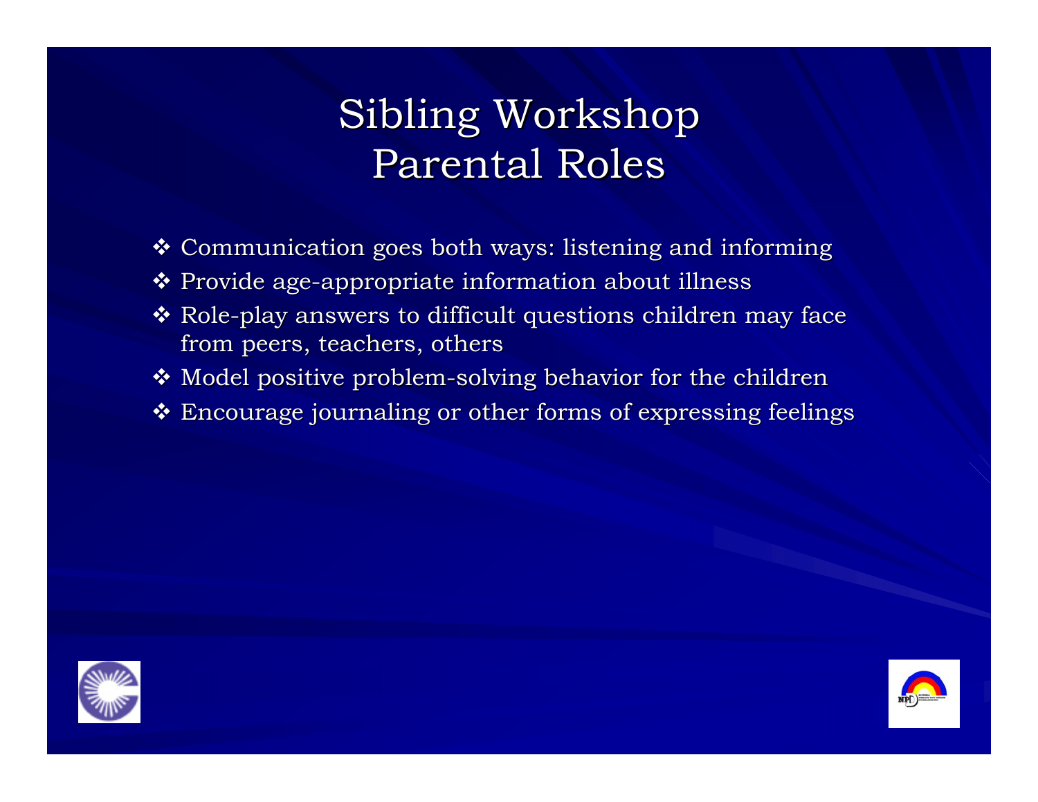# Sibling Workshop
# Parental Roles

- Communication goes both ways: listening and informing
- Provide age-appropriate information about illness
- Role-play answers to difficult questions children may face from peers, teachers, others
- Model positive problem-solving behavior for the children
- Encourage journaling or other forms of expressing feelings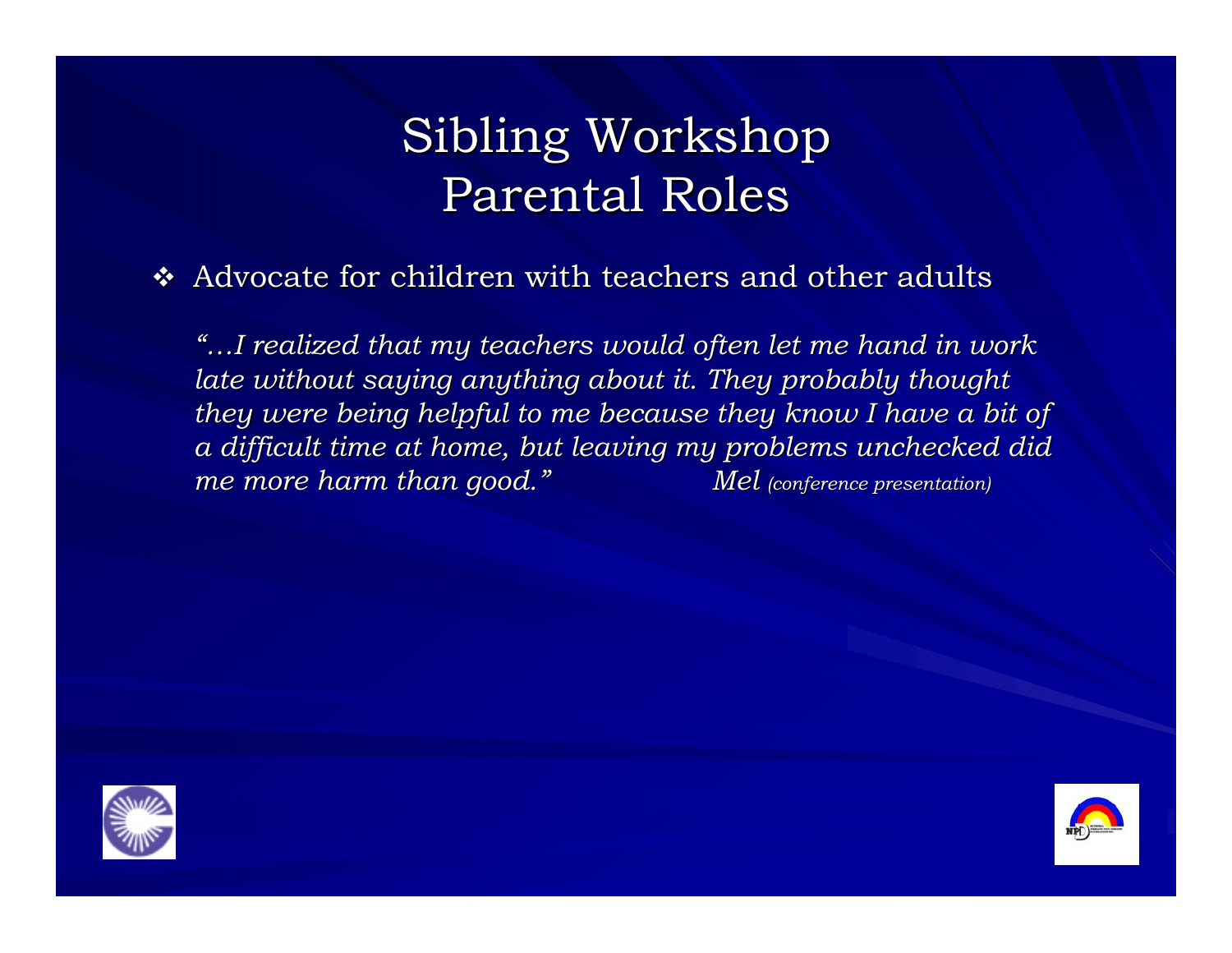# Sibling Workshop
# Parental Roles

- Advocate for children with teachers and other adults

*"…I realized that my teachers would often let me hand in work late without saying anything about it. They probably thought they were being helpful to me because they know I have a bit of a difficult time at home, but leaving my problems unchecked did me more harm than good."* *Mel (conference presentation)*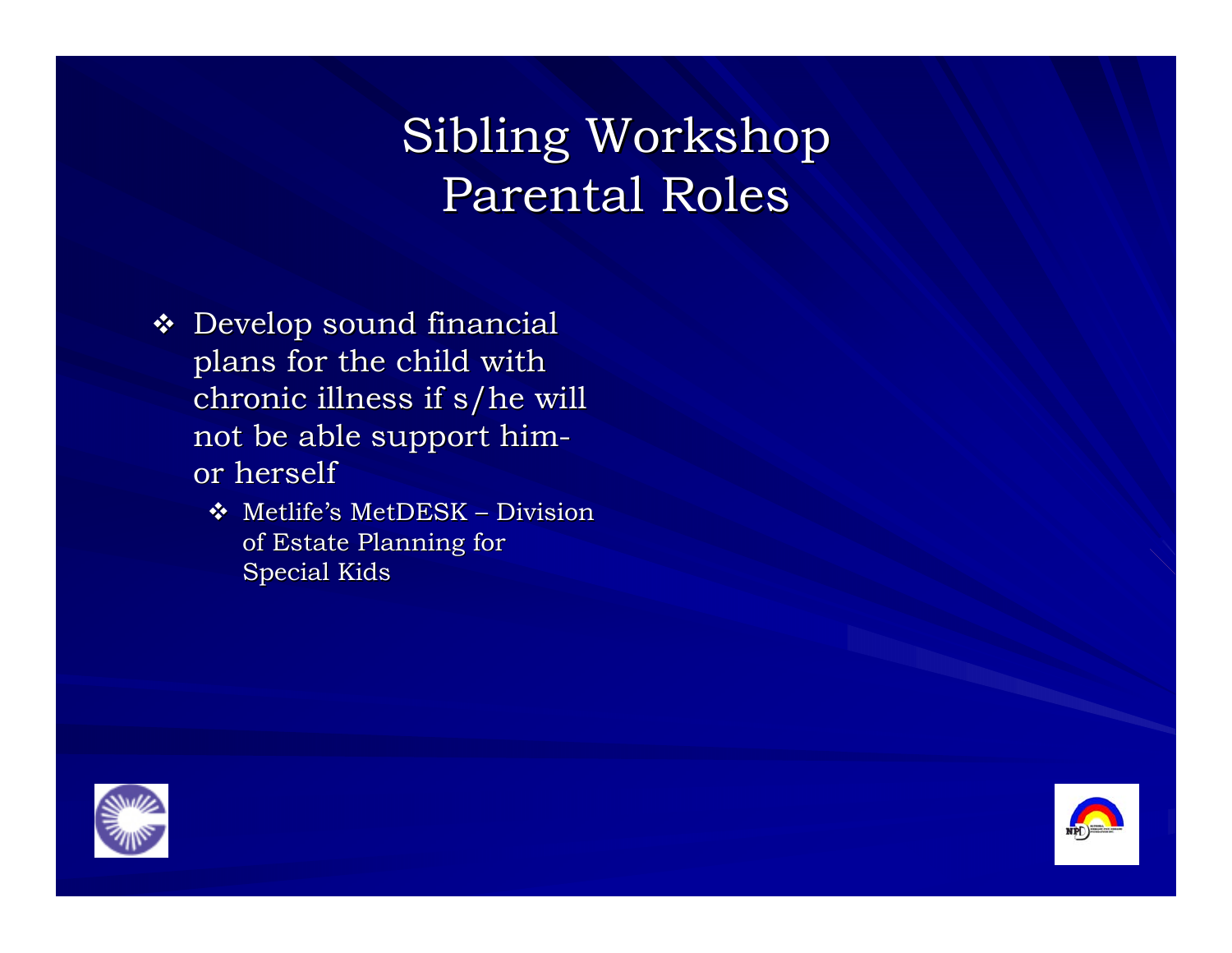# Sibling Workshop
# Parental Roles

- Develop sound financial plans for the child with chronic illness if s/he will not be able support him- or herself
  - Metlife's MetDESK – Division of Estate Planning for Special Kids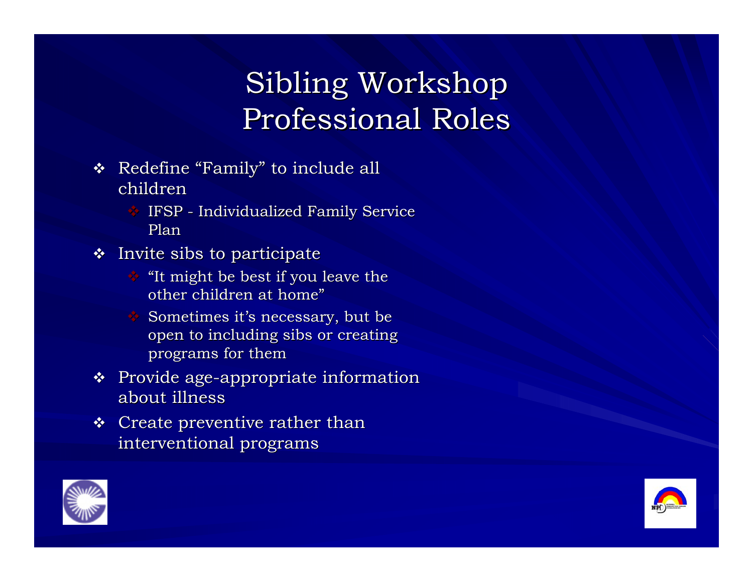# Sibling Workshop Professional Roles

- Redefine "Family" to include all children
  - IFSP - Individualized Family Service Plan
- Invite sibs to participate
  - "It might be best if you leave the other children at home"
  - Sometimes it's necessary, but be open to including sibs or creating programs for them
- Provide age-appropriate information about illness
- Create preventive rather than interventional programs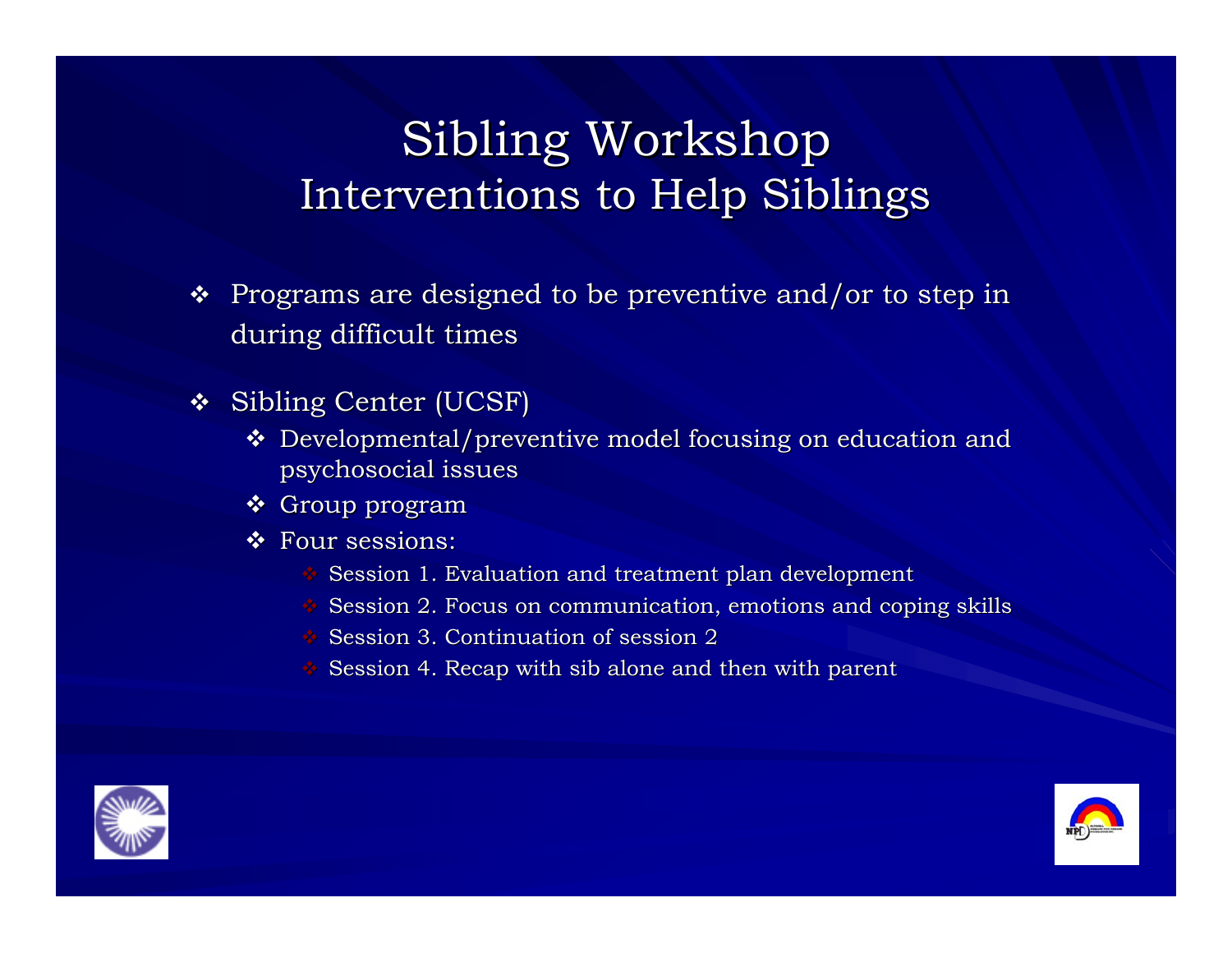# Sibling Workshop
## Interventions to Help Siblings

- Programs are designed to be preventive and/or to step in during difficult times
- Sibling Center (UCSF)
  - Developmental/preventive model focusing on education and psychosocial issues
  - Group program
  - Four sessions:
    - Session 1. Evaluation and treatment plan development
    - Session 2. Focus on communication, emotions and coping skills
    - Session 3. Continuation of session 2
    - Session 4. Recap with sib alone and then with parent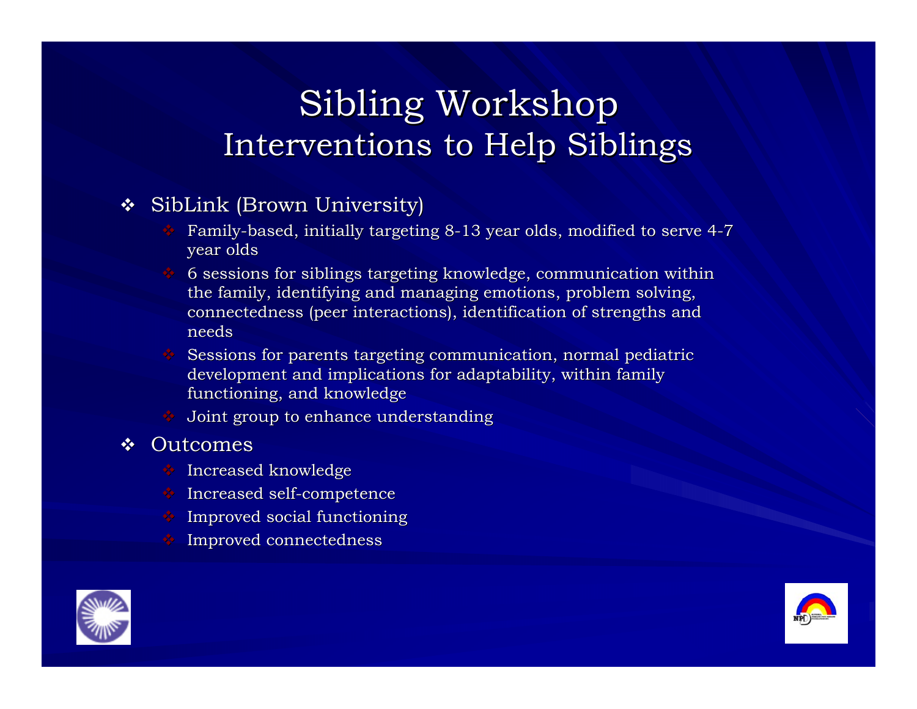# Sibling Workshop
## Interventions to Help Siblings

- SibLink (Brown University)
  - Family-based, initially targeting 8-13 year olds, modified to serve 4-7 year olds
  - 6 sessions for siblings targeting knowledge, communication within the family, identifying and managing emotions, problem solving, connectedness (peer interactions), identification of strengths and needs
  - Sessions for parents targeting communication, normal pediatric development and implications for adaptability, within family functioning, and knowledge
  - Joint group to enhance understanding
- Outcomes
  - Increased knowledge
  - Increased self-competence
  - Improved social functioning
  - Improved connectedness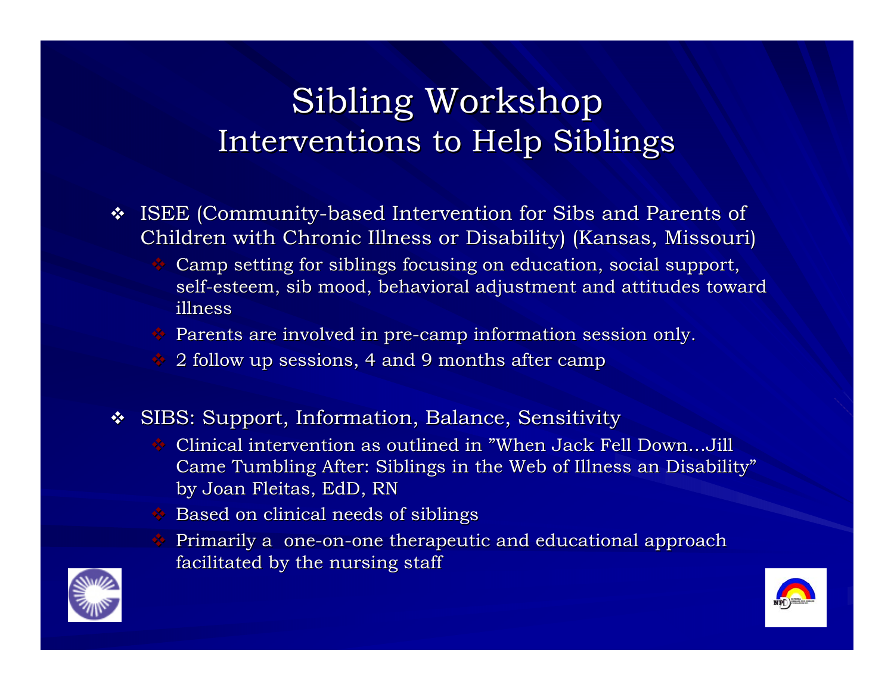# Sibling Workshop
## Interventions to Help Siblings

- ISEE (Community-based Intervention for Sibs and Parents of Children with Chronic Illness or Disability) (Kansas, Missouri)
  - Camp setting for siblings focusing on education, social support, self-esteem, sib mood, behavioral adjustment and attitudes toward illness
  - Parents are involved in pre-camp information session only.
  - 2 follow up sessions, 4 and 9 months after camp

- SIBS: Support, Information, Balance, Sensitivity
  - Clinical intervention as outlined in "When Jack Fell Down…Jill Came Tumbling After: Siblings in the Web of Illness an Disability" by Joan Fleitas, EdD, RN
  - Based on clinical needs of siblings
  - Primarily a one-on-one therapeutic and educational approach facilitated by the nursing staff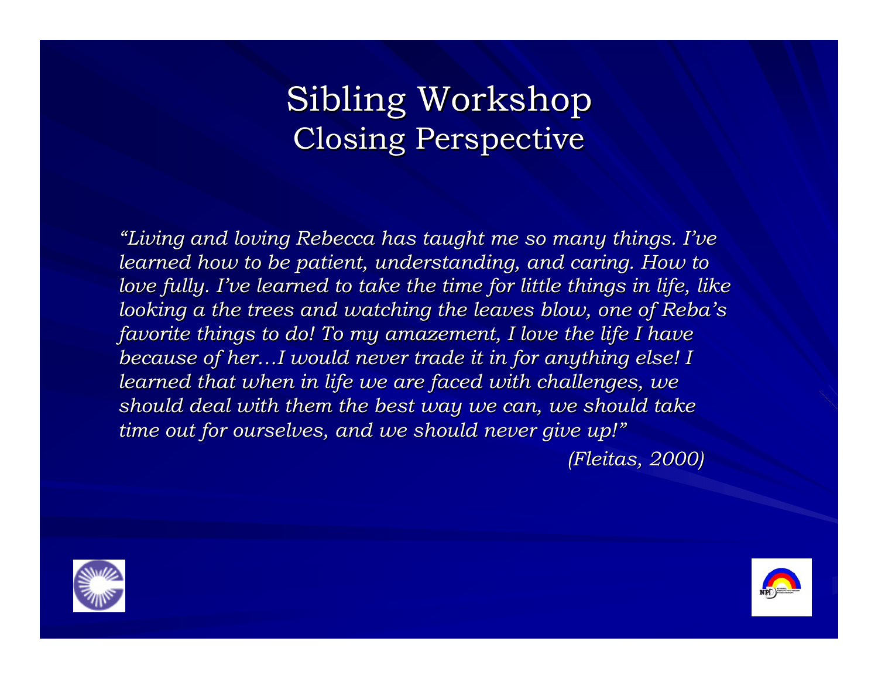# Sibling Workshop
## Closing Perspective

*"Living and loving Rebecca has taught me so many things. I've learned how to be patient, understanding, and caring. How to love fully. I've learned to take the time for little things in life, like looking a the trees and watching the leaves blow, one of Reba's favorite things to do! To my amazement, I love the life I have because of her…I would never trade it in for anything else! I learned that when in life we are faced with challenges, we should deal with them the best way we can, we should take time out for ourselves, and we should never give up!"*

*(Fleitas, 2000)*